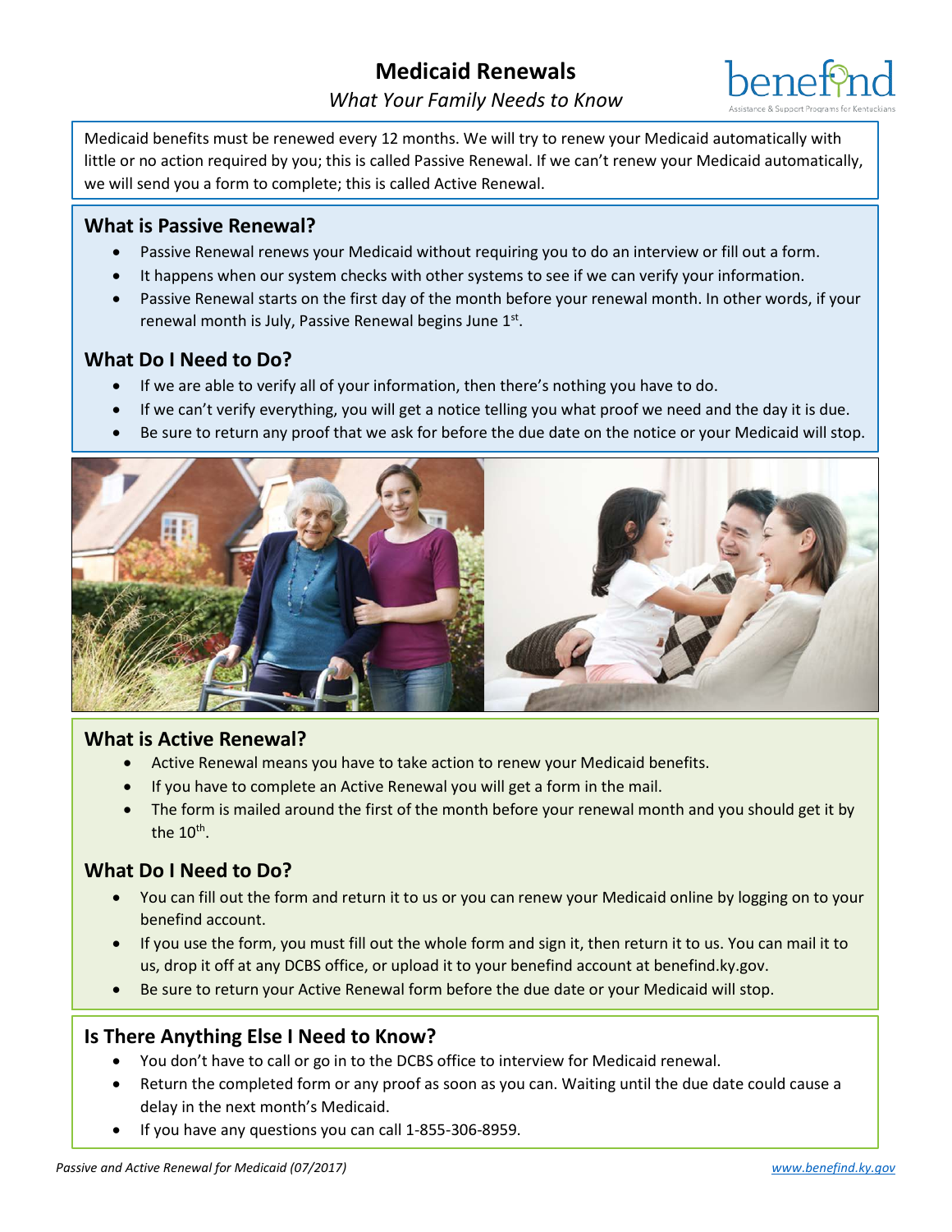# Medicaid Renewals

*What Your Family Needs to Know*

Medicaid benefits must be renewed every 12 months. We will try to renew your Medicaid automatically with little or no action required by you; this is called Passive Renewal. If we can't renew your Medicaid automatically, we will send you a form to complete; this is called Active Renewal.

## What is Passive Renewal?

- Passive Renewal renews your Medicaid without requiring you to do an interview or fill out a form.
- It happens when our system checks with other systems to see if we can verify your information.
- Passive Renewal starts on the first day of the month before your renewal month. In other words, if your renewal month is July, Passive Renewal begins June 1st.

## What Do I Need to Do?

- If we are able to verify all of your information, then there's nothing you have to do.
- If we can't verify everything, you will get a notice telling you what proof we need and the day it is due.
- Be sure to return any proof that we ask for before the due date on the notice or your Medicaid will stop.

## What is Active Renewal?

- Active Renewal means you have to take action to renew your Medicaid benefits.
- If you have to complete an Active Renewal you will get a form in the mail.
- The form is mailed around the first of the month before your renewal month and you should get it by the 10th.

## What Do I Need to Do?

- You can fill out the form and return it to us or you can renew your Medicaid online by logging on to your benefind account.
- If you use the form, you must fill out the whole form and sign it, then return it to us. You can mail it to us, drop it off at any DCBS office, or upload it to your benefind account at benefind.ky.gov.
- Be sure to return your Active Renewal form before the due date or your Medicaid will stop.

## Is There Anything Else I Need to Know?

- You don't have to call or go in to the DCBS office to interview for Medicaid renewal.
- Return the completed form or any proof as soon as you can. Waiting until the due date could cause a delay in the next month's Medicaid.
- If you have any questions you can call 1-855-306-8959.

*Passive and Active Renewal for Medicaid (07/2017)* www.benefind.ky.gov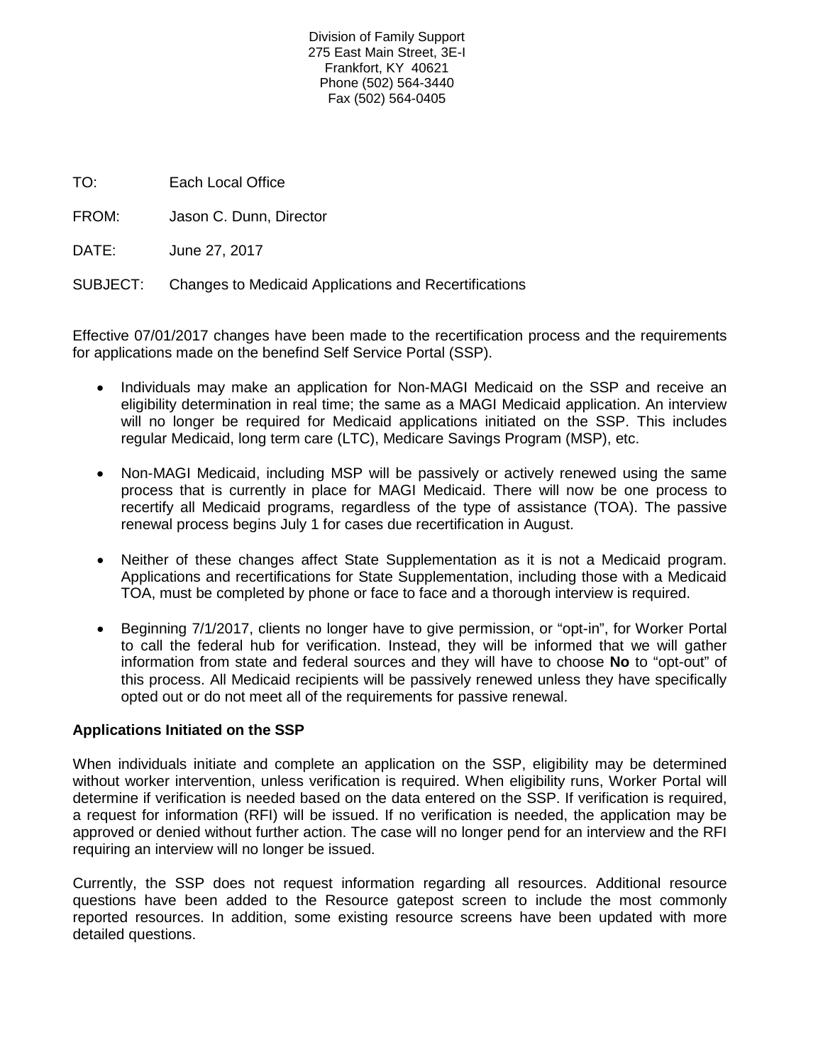Division of Family Support
275 East Main Street, 3E-I
Frankfort, KY 40621
Phone (502) 564-3440
Fax (502) 564-0405

TO: Each Local Office

FROM: Jason C. Dunn, Director

DATE: June 27, 2017

SUBJECT: Changes to Medicaid Applications and Recertifications

Effective 07/01/2017 changes have been made to the recertification process and the requirements for applications made on the benefind Self Service Portal (SSP).

- Individuals may make an application for Non-MAGI Medicaid on the SSP and receive an eligibility determination in real time; the same as a MAGI Medicaid application. An interview will no longer be required for Medicaid applications initiated on the SSP. This includes regular Medicaid, long term care (LTC), Medicare Savings Program (MSP), etc.

- Non-MAGI Medicaid, including MSP will be passively or actively renewed using the same process that is currently in place for MAGI Medicaid. There will now be one process to recertify all Medicaid programs, regardless of the type of assistance (TOA). The passive renewal process begins July 1 for cases due recertification in August.

- Neither of these changes affect State Supplementation as it is not a Medicaid program. Applications and recertifications for State Supplementation, including those with a Medicaid TOA, must be completed by phone or face to face and a thorough interview is required.

- Beginning 7/1/2017, clients no longer have to give permission, or "opt-in", for Worker Portal to call the federal hub for verification. Instead, they will be informed that we will gather information from state and federal sources and they will have to choose **No** to "opt-out" of this process. All Medicaid recipients will be passively renewed unless they have specifically opted out or do not meet all of the requirements for passive renewal.

**Applications Initiated on the SSP**

When individuals initiate and complete an application on the SSP, eligibility may be determined without worker intervention, unless verification is required. When eligibility runs, Worker Portal will determine if verification is needed based on the data entered on the SSP. If verification is required, a request for information (RFI) will be issued. If no verification is needed, the application may be approved or denied without further action. The case will no longer pend for an interview and the RFI requiring an interview will no longer be issued.

Currently, the SSP does not request information regarding all resources. Additional resource questions have been added to the Resource gatepost screen to include the most commonly reported resources. In addition, some existing resource screens have been updated with more detailed questions.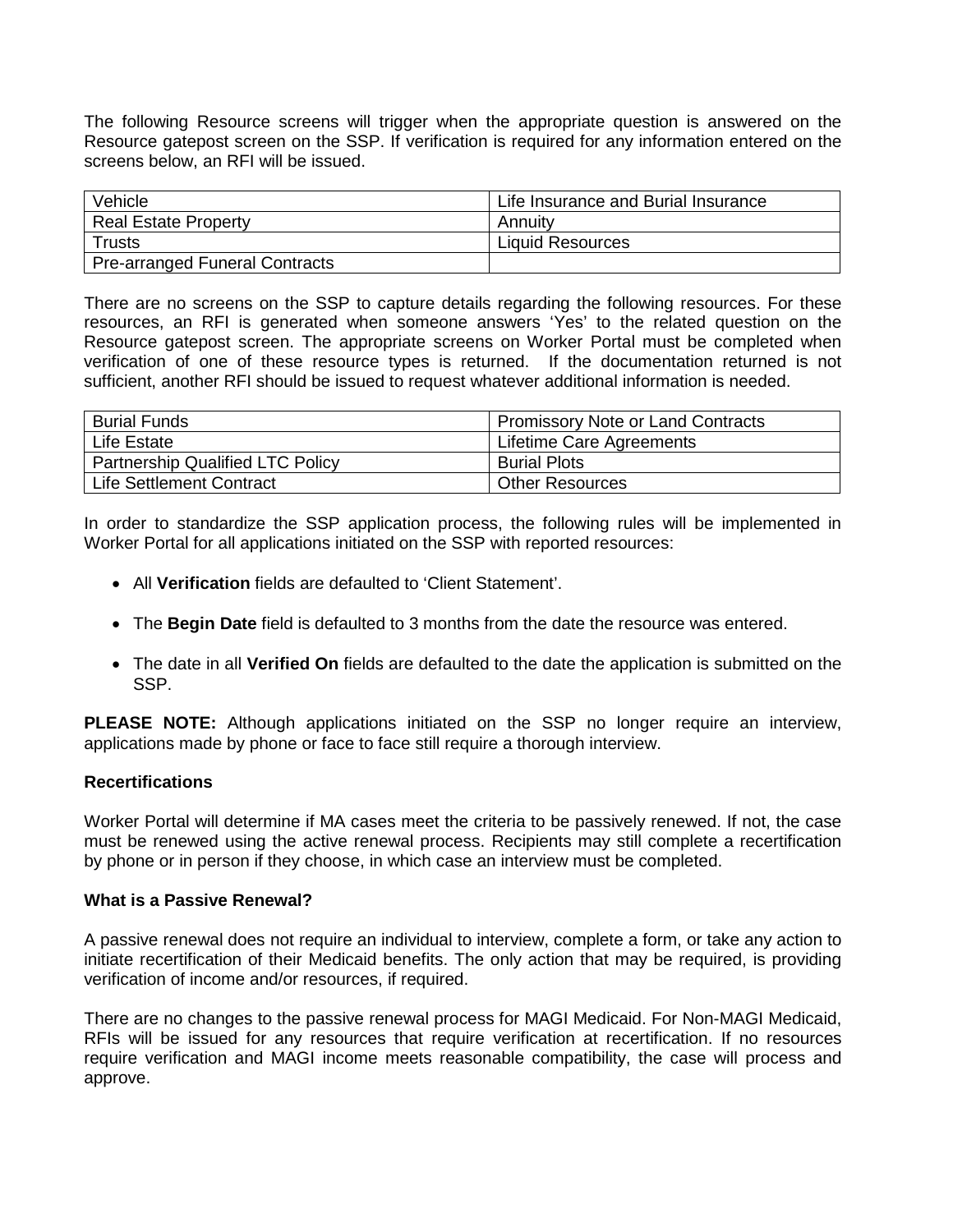The following Resource screens will trigger when the appropriate question is answered on the Resource gatepost screen on the SSP. If verification is required for any information entered on the screens below, an RFI will be issued.

| Vehicle | Life Insurance and Burial Insurance |
|---|---|
| Real Estate Property | Annuity |
| Trusts | Liquid Resources |
| Pre-arranged Funeral Contracts | |

There are no screens on the SSP to capture details regarding the following resources. For these resources, an RFI is generated when someone answers 'Yes' to the related question on the Resource gatepost screen. The appropriate screens on Worker Portal must be completed when verification of one of these resource types is returned. If the documentation returned is not sufficient, another RFI should be issued to request whatever additional information is needed.

| Burial Funds | Promissory Note or Land Contracts |
|---|---|
| Life Estate | Lifetime Care Agreements |
| Partnership Qualified LTC Policy | Burial Plots |
| Life Settlement Contract | Other Resources |

In order to standardize the SSP application process, the following rules will be implemented in Worker Portal for all applications initiated on the SSP with reported resources:

- All **Verification** fields are defaulted to 'Client Statement'.
- The **Begin Date** field is defaulted to 3 months from the date the resource was entered.
- The date in all **Verified On** fields are defaulted to the date the application is submitted on the SSP.

**PLEASE NOTE:** Although applications initiated on the SSP no longer require an interview, applications made by phone or face to face still require a thorough interview.

**Recertifications**

Worker Portal will determine if MA cases meet the criteria to be passively renewed. If not, the case must be renewed using the active renewal process. Recipients may still complete a recertification by phone or in person if they choose, in which case an interview must be completed.

**What is a Passive Renewal?**

A passive renewal does not require an individual to interview, complete a form, or take any action to initiate recertification of their Medicaid benefits. The only action that may be required, is providing verification of income and/or resources, if required.

There are no changes to the passive renewal process for MAGI Medicaid. For Non-MAGI Medicaid, RFIs will be issued for any resources that require verification at recertification. If no resources require verification and MAGI income meets reasonable compatibility, the case will process and approve.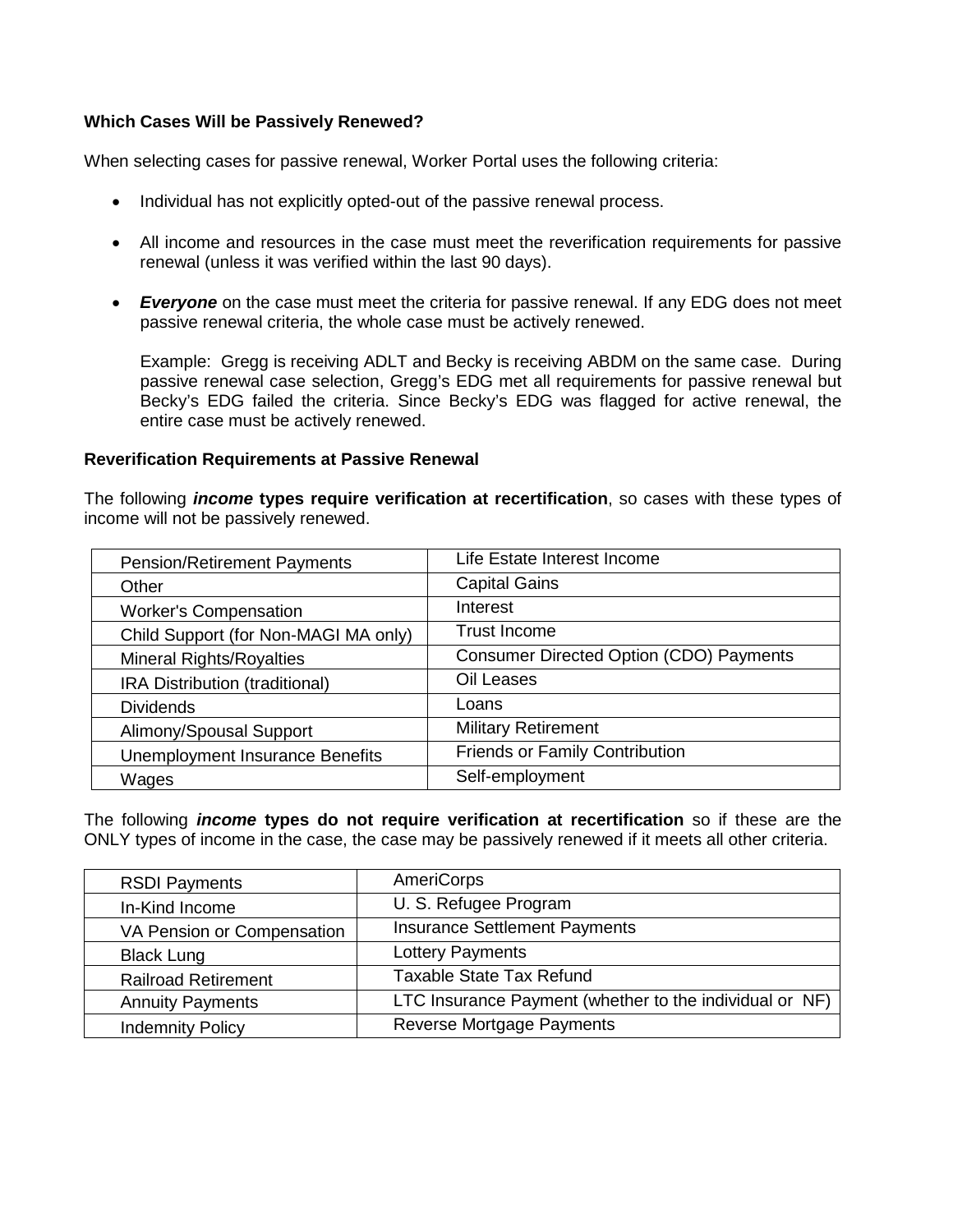**Which Cases Will be Passively Renewed?**

When selecting cases for passive renewal, Worker Portal uses the following criteria:

- Individual has not explicitly opted-out of the passive renewal process.
- All income and resources in the case must meet the reverification requirements for passive renewal (unless it was verified within the last 90 days).
- ***Everyone*** on the case must meet the criteria for passive renewal. If any EDG does not meet passive renewal criteria, the whole case must be actively renewed.

  Example: Gregg is receiving ADLT and Becky is receiving ABDM on the same case. During passive renewal case selection, Gregg's EDG met all requirements for passive renewal but Becky's EDG failed the criteria. Since Becky's EDG was flagged for active renewal, the entire case must be actively renewed.

**Reverification Requirements at Passive Renewal**

The following ***income*** **types require verification at recertification**, so cases with these types of income will not be passively renewed.

| | |
|---|---|
| Pension/Retirement Payments | Life Estate Interest Income |
| Other | Capital Gains |
| Worker's Compensation | Interest |
| Child Support (for Non-MAGI MA only) | Trust Income |
| Mineral Rights/Royalties | Consumer Directed Option (CDO) Payments |
| IRA Distribution (traditional) | Oil Leases |
| Dividends | Loans |
| Alimony/Spousal Support | Military Retirement |
| Unemployment Insurance Benefits | Friends or Family Contribution |
| Wages | Self-employment |

The following ***income*** **types do not require verification at recertification** so if these are the ONLY types of income in the case, the case may be passively renewed if it meets all other criteria.

| | |
|---|---|
| RSDI Payments | AmeriCorps |
| In-Kind Income | U. S. Refugee Program |
| VA Pension or Compensation | Insurance Settlement Payments |
| Black Lung | Lottery Payments |
| Railroad Retirement | Taxable State Tax Refund |
| Annuity Payments | LTC Insurance Payment (whether to the individual or NF) |
| Indemnity Policy | Reverse Mortgage Payments |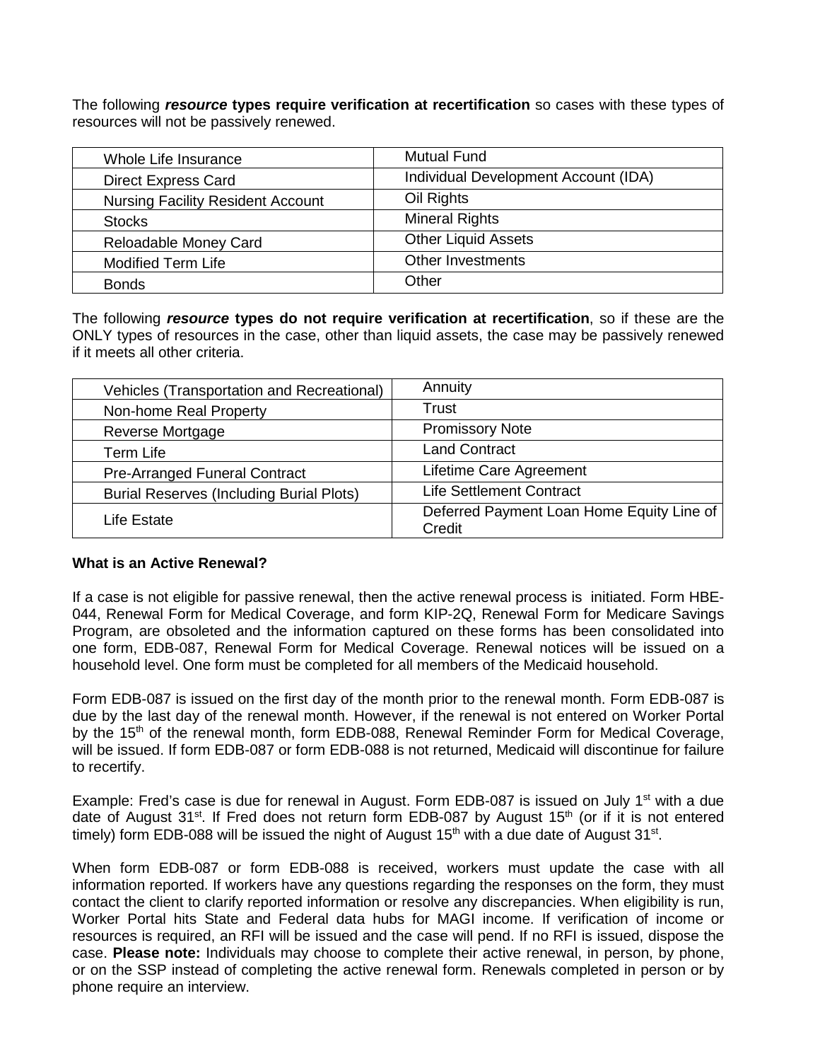The following ***resource* types require verification at recertification** so cases with these types of resources will not be passively renewed.

| | |
|---|---|
| Whole Life Insurance | Mutual Fund |
| Direct Express Card | Individual Development Account (IDA) |
| Nursing Facility Resident Account | Oil Rights |
| Stocks | Mineral Rights |
| Reloadable Money Card | Other Liquid Assets |
| Modified Term Life | Other Investments |
| Bonds | Other |

The following ***resource* types do not require verification at recertification**, so if these are the ONLY types of resources in the case, other than liquid assets, the case may be passively renewed if it meets all other criteria.

| | |
|---|---|
| Vehicles (Transportation and Recreational) | Annuity |
| Non-home Real Property | Trust |
| Reverse Mortgage | Promissory Note |
| Term Life | Land Contract |
| Pre-Arranged Funeral Contract | Lifetime Care Agreement |
| Burial Reserves (Including Burial Plots) | Life Settlement Contract |
| Life Estate | Deferred Payment Loan Home Equity Line of Credit |

**What is an Active Renewal?**

If a case is not eligible for passive renewal, then the active renewal process is initiated. Form HBE-044, Renewal Form for Medical Coverage, and form KIP-2Q, Renewal Form for Medicare Savings Program, are obsoleted and the information captured on these forms has been consolidated into one form, EDB-087, Renewal Form for Medical Coverage. Renewal notices will be issued on a household level. One form must be completed for all members of the Medicaid household.

Form EDB-087 is issued on the first day of the month prior to the renewal month. Form EDB-087 is due by the last day of the renewal month. However, if the renewal is not entered on Worker Portal by the 15th of the renewal month, form EDB-088, Renewal Reminder Form for Medical Coverage, will be issued. If form EDB-087 or form EDB-088 is not returned, Medicaid will discontinue for failure to recertify.

Example: Fred's case is due for renewal in August. Form EDB-087 is issued on July 1st with a due date of August 31st. If Fred does not return form EDB-087 by August 15th (or if it is not entered timely) form EDB-088 will be issued the night of August 15th with a due date of August 31st.

When form EDB-087 or form EDB-088 is received, workers must update the case with all information reported. If workers have any questions regarding the responses on the form, they must contact the client to clarify reported information or resolve any discrepancies. When eligibility is run, Worker Portal hits State and Federal data hubs for MAGI income. If verification of income or resources is required, an RFI will be issued and the case will pend. If no RFI is issued, dispose the case. **Please note:** Individuals may choose to complete their active renewal, in person, by phone, or on the SSP instead of completing the active renewal form. Renewals completed in person or by phone require an interview.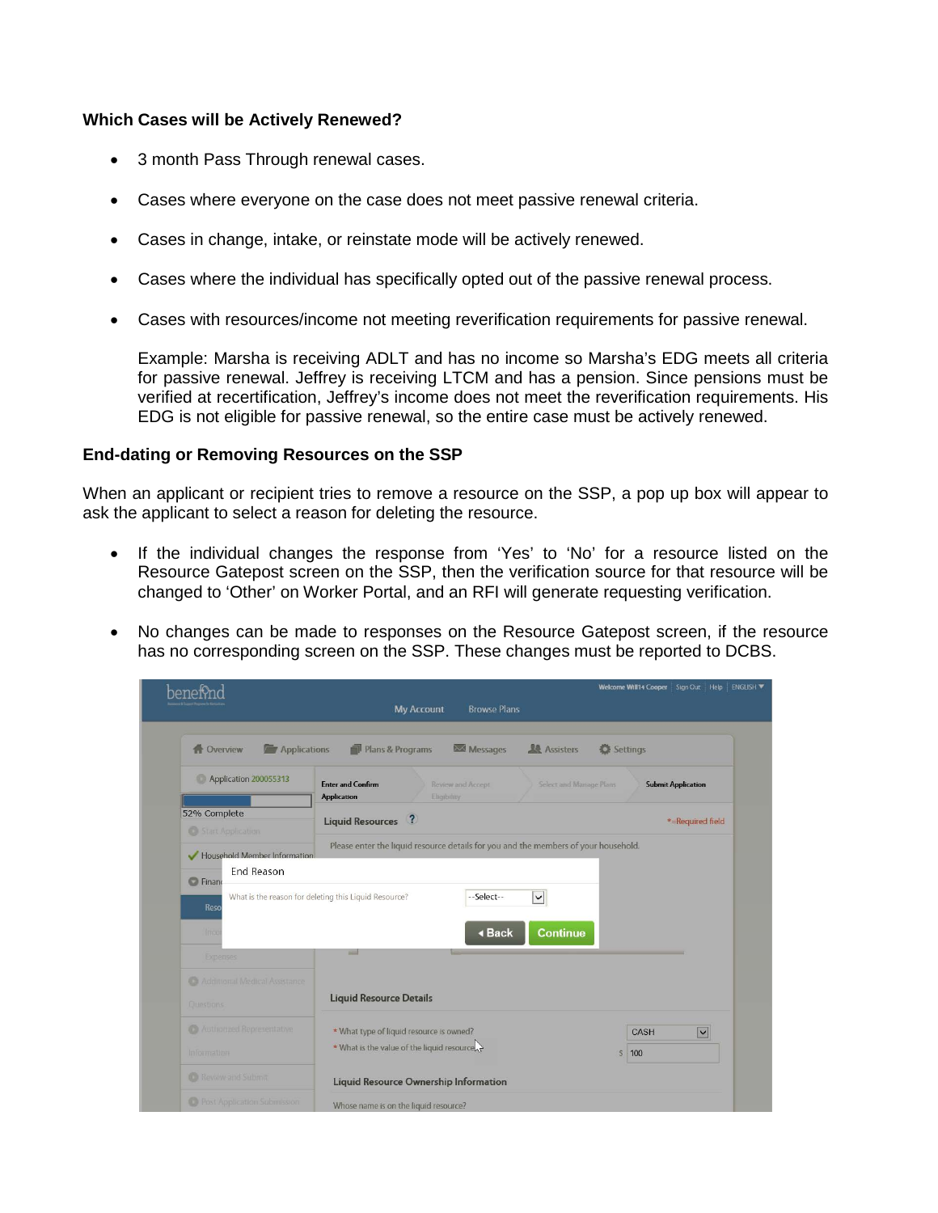**Which Cases will be Actively Renewed?**

- 3 month Pass Through renewal cases.
- Cases where everyone on the case does not meet passive renewal criteria.
- Cases in change, intake, or reinstate mode will be actively renewed.
- Cases where the individual has specifically opted out of the passive renewal process.
- Cases with resources/income not meeting reverification requirements for passive renewal.

  Example: Marsha is receiving ADLT and has no income so Marsha's EDG meets all criteria for passive renewal. Jeffrey is receiving LTCM and has a pension. Since pensions must be verified at recertification, Jeffrey's income does not meet the reverification requirements. His EDG is not eligible for passive renewal, so the entire case must be actively renewed.

**End-dating or Removing Resources on the SSP**

When an applicant or recipient tries to remove a resource on the SSP, a pop up box will appear to ask the applicant to select a reason for deleting the resource.

- If the individual changes the response from 'Yes' to 'No' for a resource listed on the Resource Gatepost screen on the SSP, then the verification source for that resource will be changed to 'Other' on Worker Portal, and an RFI will generate requesting verification.
- No changes can be made to responses on the Resource Gatepost screen, if the resource has no corresponding screen on the SSP. These changes must be reported to DCBS.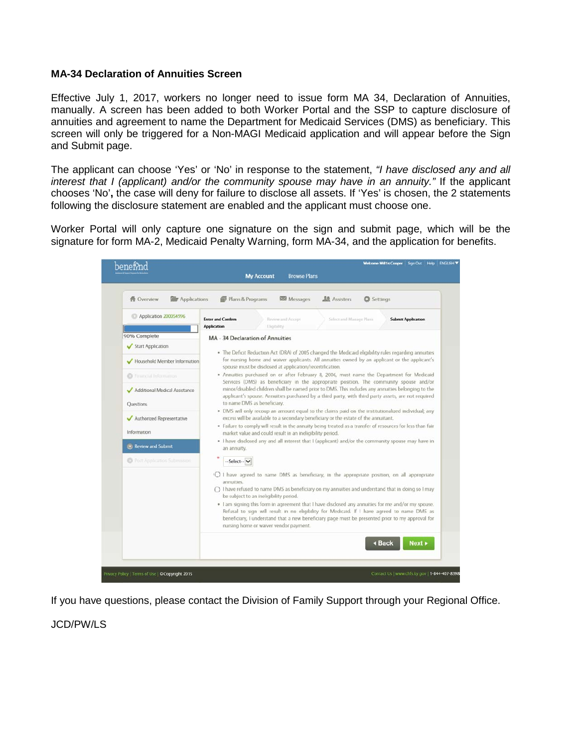**MA-34 Declaration of Annuities Screen**

Effective July 1, 2017, workers no longer need to issue form MA 34, Declaration of Annuities, manually. A screen has been added to both Worker Portal and the SSP to capture disclosure of annuities and agreement to name the Department for Medicaid Services (DMS) as beneficiary. This screen will only be triggered for a Non-MAGI Medicaid application and will appear before the Sign and Submit page.

The applicant can choose 'Yes' or 'No' in response to the statement, *"I have disclosed any and all interest that I (applicant) and/or the community spouse may have in an annuity."* If the applicant chooses 'No'**,** the case will deny for failure to disclose all assets. If 'Yes' is chosen, the 2 statements following the disclosure statement are enabled and the applicant must choose one.

Worker Portal will only capture one signature on the sign and submit page, which will be the signature for form MA-2, Medicaid Penalty Warning, form MA-34, and the application for benefits.

MA - 34 Declaration of Annuities

- The Deficit Reduction Act (DRA) of 2005 changed the Medicaid eligibility rules regarding annuities for nursing home and waiver applicants. All annuities owned by an applicant or the applicant's spouse must be disclosed at application/recertification.
- Annuities purchased on or after February 8, 2006, must name the Department for Medicaid Services (DMS) as beneficiary in the appropriate position. The community spouse and/or minor/disabled children shall be named prior to DMS. This includes any annuities belonging to the applicant's spouse. Annuities purchased by a third party, with third party assets, are not required to name DMS as beneficiary.
- DMS will only recoup an amount equal to the claims paid on the institutionalized individual; any excess will be available to a secondary beneficiary or the estate of the annuitant.
- Failure to comply will result in the annuity being treated as a transfer of resources for less than fair market value and could result in an ineligibility period.
- I have disclosed any and all interest that I (applicant) and/or the community spouse may have in an annuity.

* --Select--

- I have agreed to name DMS as beneficiary, in the appropriate position, on all appropriate annuities.
- I have refused to name DMS as beneficiary on my annuities and understand that in doing so I may be subject to an ineligibility period.

- I am signing this form in agreement that I have disclosed any annuities for me and/or my spouse. Refusal to sign will result in no eligibility for Medicaid. If I have agreed to name DMS as beneficiary, I understand that a new beneficiary page must be presented prior to my approval for nursing home or waiver vendor payment.

If you have questions, please contact the Division of Family Support through your Regional Office.

JCD/PW/LS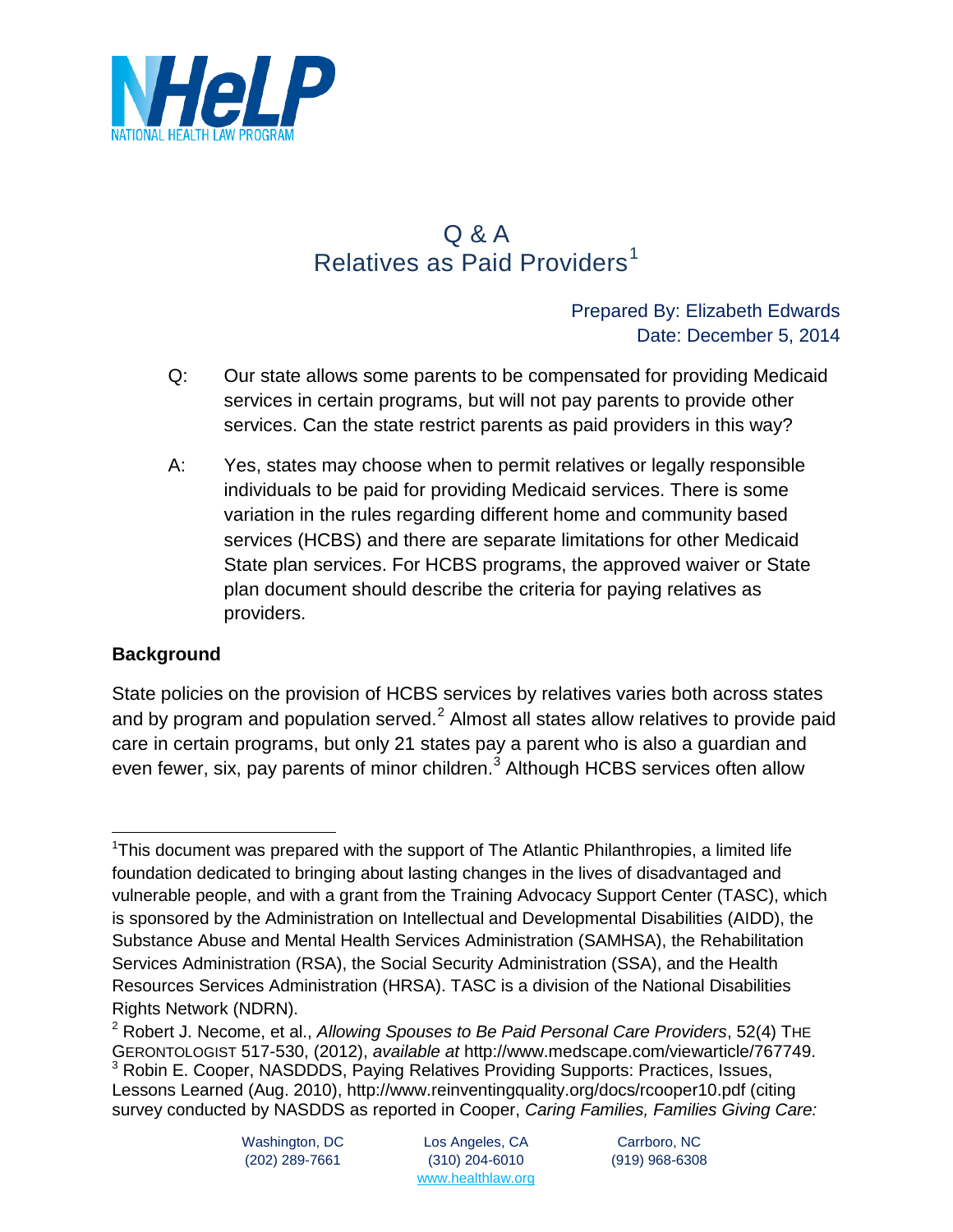NHeLP
NATIONAL HEALTH LAW PROGRAM

# Q & A
# Relatives as Paid Providers[1]

Prepared By: Elizabeth Edwards
Date: December 5, 2014

Q: Our state allows some parents to be compensated for providing Medicaid services in certain programs, but will not pay parents to provide other services. Can the state restrict parents as paid providers in this way?

A: Yes, states may choose when to permit relatives or legally responsible individuals to be paid for providing Medicaid services. There is some variation in the rules regarding different home and community based services (HCBS) and there are separate limitations for other Medicaid State plan services. For HCBS programs, the approved waiver or State plan document should describe the criteria for paying relatives as providers.

**Background**

State policies on the provision of HCBS services by relatives varies both across states and by program and population served.[2] Almost all states allow relatives to provide paid care in certain programs, but only 21 states pay a parent who is also a guardian and even fewer, six, pay parents of minor children.[3] Although HCBS services often allow

---

[1]This document was prepared with the support of The Atlantic Philanthropies, a limited life foundation dedicated to bringing about lasting changes in the lives of disadvantaged and vulnerable people, and with a grant from the Training Advocacy Support Center (TASC), which is sponsored by the Administration on Intellectual and Developmental Disabilities (AIDD), the Substance Abuse and Mental Health Services Administration (SAMHSA), the Rehabilitation Services Administration (RSA), the Social Security Administration (SSA), and the Health Resources Services Administration (HRSA). TASC is a division of the National Disabilities Rights Network (NDRN).

[2] Robert J. Necome, et al., *Allowing Spouses to Be Paid Personal Care Providers*, 52(4) THE GERONTOLOGIST 517-530, (2012), *available at* http://www.medscape.com/viewarticle/767749.

[3] Robin E. Cooper, NASDDDS, Paying Relatives Providing Supports: Practices, Issues, Lessons Learned (Aug. 2010), http://www.reinventingquality.org/docs/rcooper10.pdf (citing survey conducted by NASDDS as reported in Cooper, *Caring Families, Families Giving Care:*

Washington, DC (202) 289-7661 | Los Angeles, CA (310) 204-6010 | Carrboro, NC (919) 968-6308
www.healthlaw.org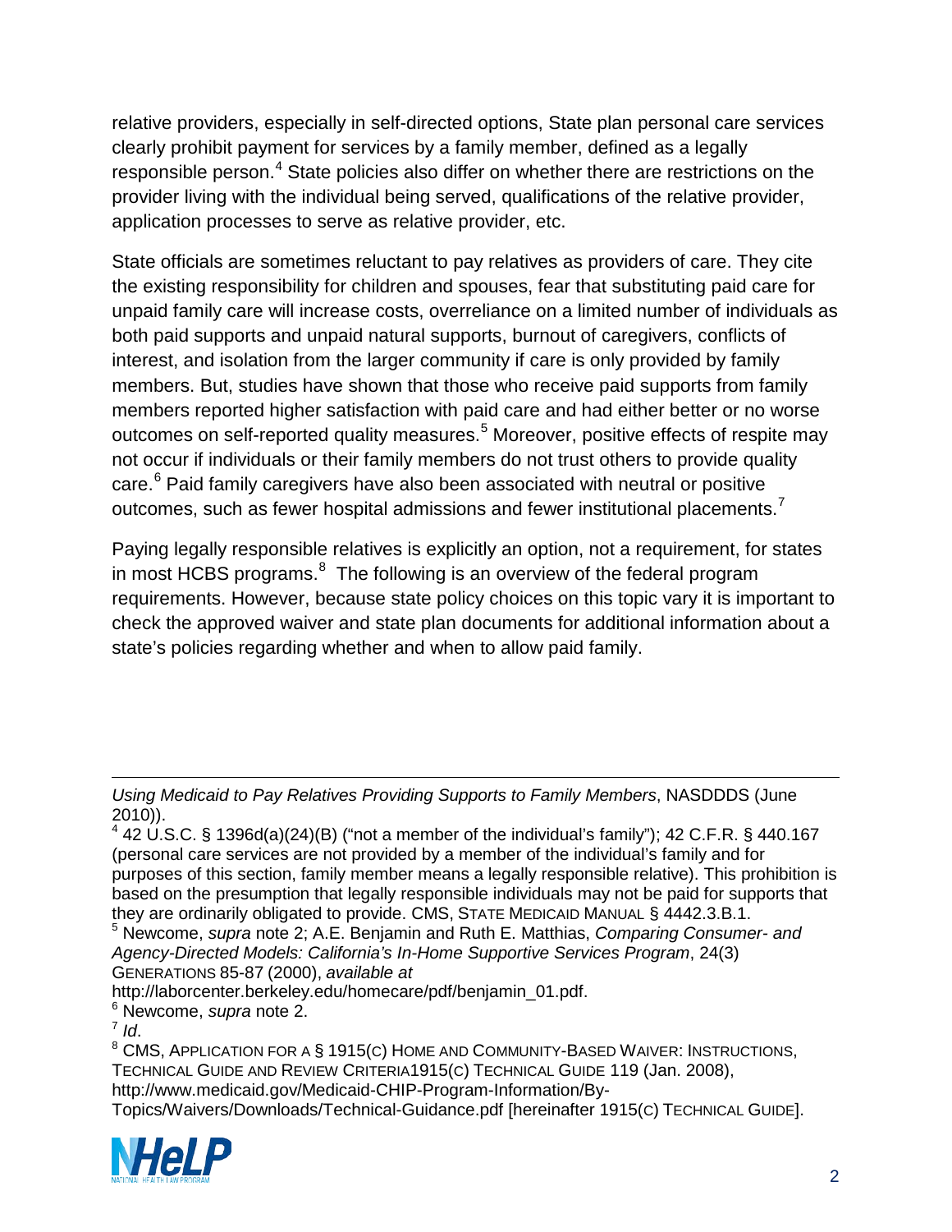relative providers, especially in self-directed options, State plan personal care services clearly prohibit payment for services by a family member, defined as a legally responsible person.[4] State policies also differ on whether there are restrictions on the provider living with the individual being served, qualifications of the relative provider, application processes to serve as relative provider, etc.

State officials are sometimes reluctant to pay relatives as providers of care. They cite the existing responsibility for children and spouses, fear that substituting paid care for unpaid family care will increase costs, overreliance on a limited number of individuals as both paid supports and unpaid natural supports, burnout of caregivers, conflicts of interest, and isolation from the larger community if care is only provided by family members. But, studies have shown that those who receive paid supports from family members reported higher satisfaction with paid care and had either better or no worse outcomes on self-reported quality measures.[5] Moreover, positive effects of respite may not occur if individuals or their family members do not trust others to provide quality care.[6] Paid family caregivers have also been associated with neutral or positive outcomes, such as fewer hospital admissions and fewer institutional placements.[7]

Paying legally responsible relatives is explicitly an option, not a requirement, for states in most HCBS programs.[8] The following is an overview of the federal program requirements. However, because state policy choices on this topic vary it is important to check the approved waiver and state plan documents for additional information about a state's policies regarding whether and when to allow paid family.

---

*Using Medicaid to Pay Relatives Providing Supports to Family Members*, NASDDDS (June 2010)).

[4] 42 U.S.C. § 1396d(a)(24)(B) ("not a member of the individual's family"); 42 C.F.R. § 440.167 (personal care services are not provided by a member of the individual's family and for purposes of this section, family member means a legally responsible relative). This prohibition is based on the presumption that legally responsible individuals may not be paid for supports that they are ordinarily obligated to provide. CMS, STATE MEDICAID MANUAL § 4442.3.B.1.

[5] Newcome, *supra* note 2; A.E. Benjamin and Ruth E. Matthias, *Comparing Consumer- and Agency-Directed Models: California's In-Home Supportive Services Program*, 24(3) GENERATIONS 85-87 (2000), *available at* http://laborcenter.berkeley.edu/homecare/pdf/benjamin_01.pdf.

[6] Newcome, *supra* note 2.

[7] *Id*.

[8] CMS, APPLICATION FOR A § 1915(C) HOME AND COMMUNITY-BASED WAIVER: INSTRUCTIONS, TECHNICAL GUIDE AND REVIEW CRITERIA1915(C) TECHNICAL GUIDE 119 (Jan. 2008), http://www.medicaid.gov/Medicaid-CHIP-Program-Information/By-Topics/Waivers/Downloads/Technical-Guidance.pdf [hereinafter 1915(C) TECHNICAL GUIDE].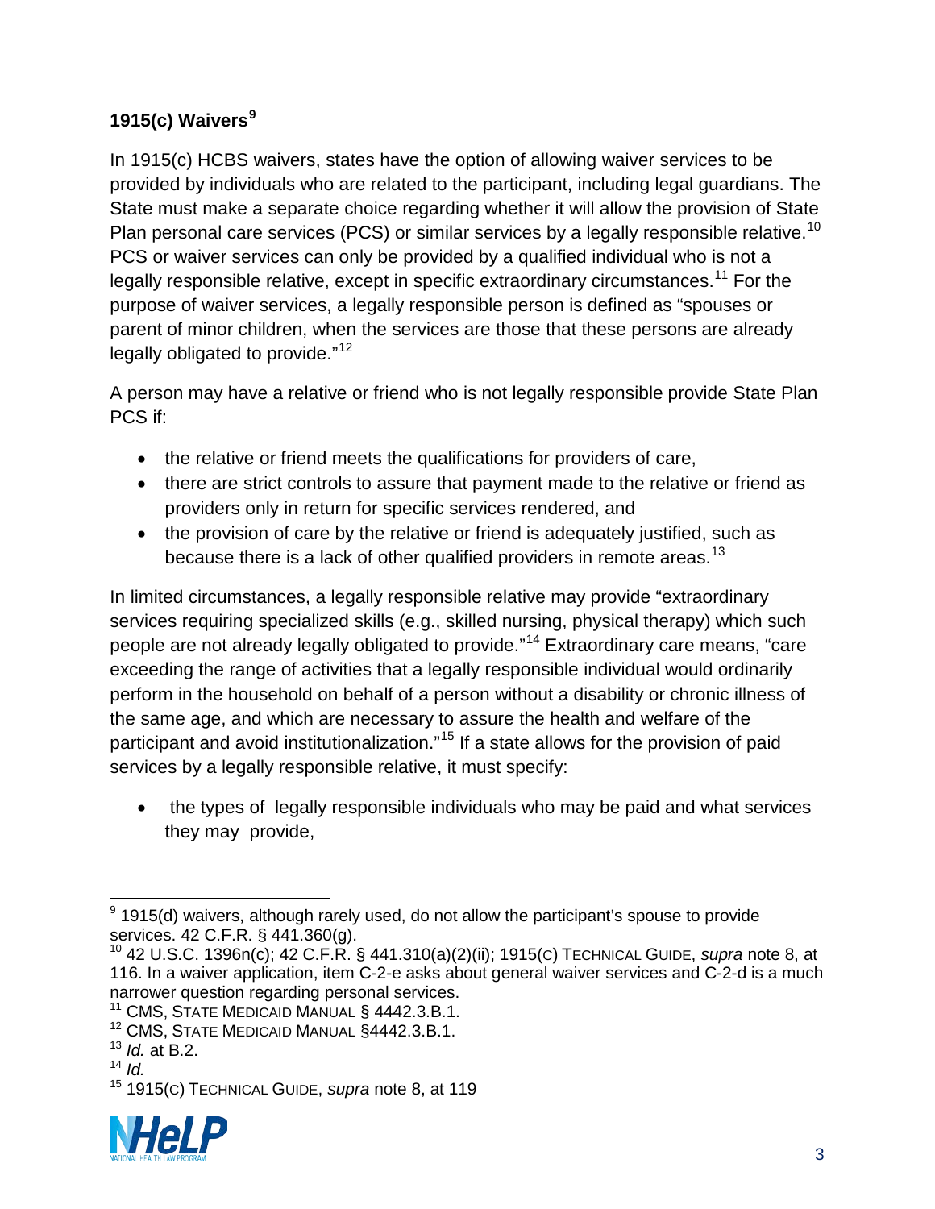### 1915(c) Waivers[9]

In 1915(c) HCBS waivers, states have the option of allowing waiver services to be provided by individuals who are related to the participant, including legal guardians. The State must make a separate choice regarding whether it will allow the provision of State Plan personal care services (PCS) or similar services by a legally responsible relative.[10] PCS or waiver services can only be provided by a qualified individual who is not a legally responsible relative, except in specific extraordinary circumstances.[11] For the purpose of waiver services, a legally responsible person is defined as "spouses or parent of minor children, when the services are those that these persons are already legally obligated to provide."[12]

A person may have a relative or friend who is not legally responsible provide State Plan PCS if:

- the relative or friend meets the qualifications for providers of care,
- there are strict controls to assure that payment made to the relative or friend as providers only in return for specific services rendered, and
- the provision of care by the relative or friend is adequately justified, such as because there is a lack of other qualified providers in remote areas.[13]

In limited circumstances, a legally responsible relative may provide "extraordinary services requiring specialized skills (e.g., skilled nursing, physical therapy) which such people are not already legally obligated to provide."[14] Extraordinary care means, "care exceeding the range of activities that a legally responsible individual would ordinarily perform in the household on behalf of a person without a disability or chronic illness of the same age, and which are necessary to assure the health and welfare of the participant and avoid institutionalization."[15] If a state allows for the provision of paid services by a legally responsible relative, it must specify:

- the types of legally responsible individuals who may be paid and what services they may provide,

---

[9] 1915(d) waivers, although rarely used, do not allow the participant's spouse to provide services. 42 C.F.R. § 441.360(g).

[10] 42 U.S.C. 1396n(c); 42 C.F.R. § 441.310(a)(2)(ii); 1915(C) TECHNICAL GUIDE, *supra* note 8, at 116. In a waiver application, item C-2-e asks about general waiver services and C-2-d is a much narrower question regarding personal services.

[11] CMS, STATE MEDICAID MANUAL § 4442.3.B.1.

[12] CMS, STATE MEDICAID MANUAL §4442.3.B.1.

[13] *Id.* at B.2.

[14] *Id.*

[15] 1915(C) TECHNICAL GUIDE, *supra* note 8, at 119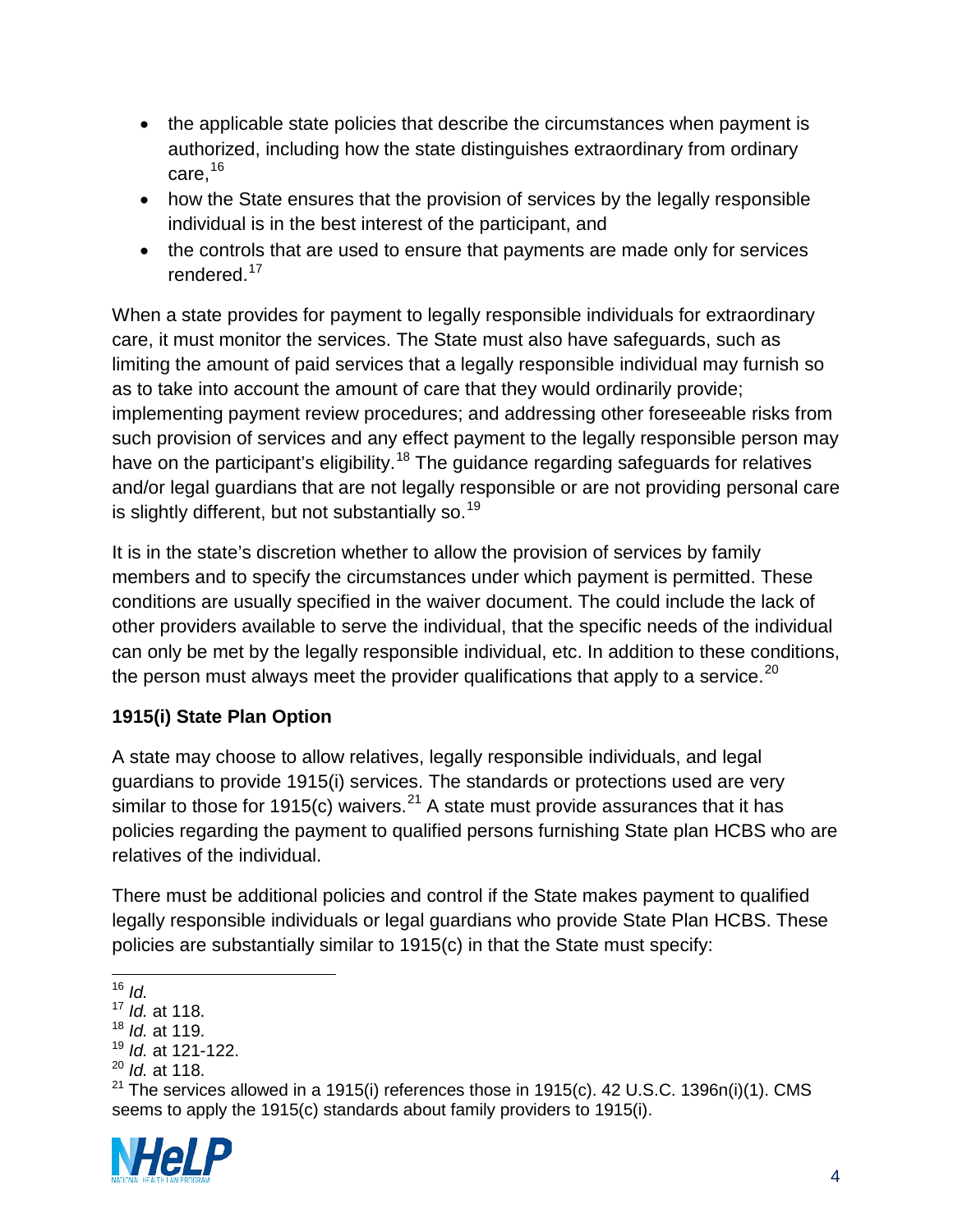- the applicable state policies that describe the circumstances when payment is authorized, including how the state distinguishes extraordinary from ordinary care,[16]
- how the State ensures that the provision of services by the legally responsible individual is in the best interest of the participant, and
- the controls that are used to ensure that payments are made only for services rendered.[17]

When a state provides for payment to legally responsible individuals for extraordinary care, it must monitor the services. The State must also have safeguards, such as limiting the amount of paid services that a legally responsible individual may furnish so as to take into account the amount of care that they would ordinarily provide; implementing payment review procedures; and addressing other foreseeable risks from such provision of services and any effect payment to the legally responsible person may have on the participant's eligibility.[18] The guidance regarding safeguards for relatives and/or legal guardians that are not legally responsible or are not providing personal care is slightly different, but not substantially so.[19]

It is in the state's discretion whether to allow the provision of services by family members and to specify the circumstances under which payment is permitted. These conditions are usually specified in the waiver document. The could include the lack of other providers available to serve the individual, that the specific needs of the individual can only be met by the legally responsible individual, etc. In addition to these conditions, the person must always meet the provider qualifications that apply to a service.[20]

**1915(i) State Plan Option**

A state may choose to allow relatives, legally responsible individuals, and legal guardians to provide 1915(i) services. The standards or protections used are very similar to those for 1915(c) waivers.[21] A state must provide assurances that it has policies regarding the payment to qualified persons furnishing State plan HCBS who are relatives of the individual.

There must be additional policies and control if the State makes payment to qualified legally responsible individuals or legal guardians who provide State Plan HCBS. These policies are substantially similar to 1915(c) in that the State must specify:

---

[16] *Id.*
[17] *Id.* at 118.
[18] *Id.* at 119.
[19] *Id.* at 121-122.
[20] *Id.* at 118.
[21] The services allowed in a 1915(i) references those in 1915(c). 42 U.S.C. 1396n(i)(1). CMS seems to apply the 1915(c) standards about family providers to 1915(i).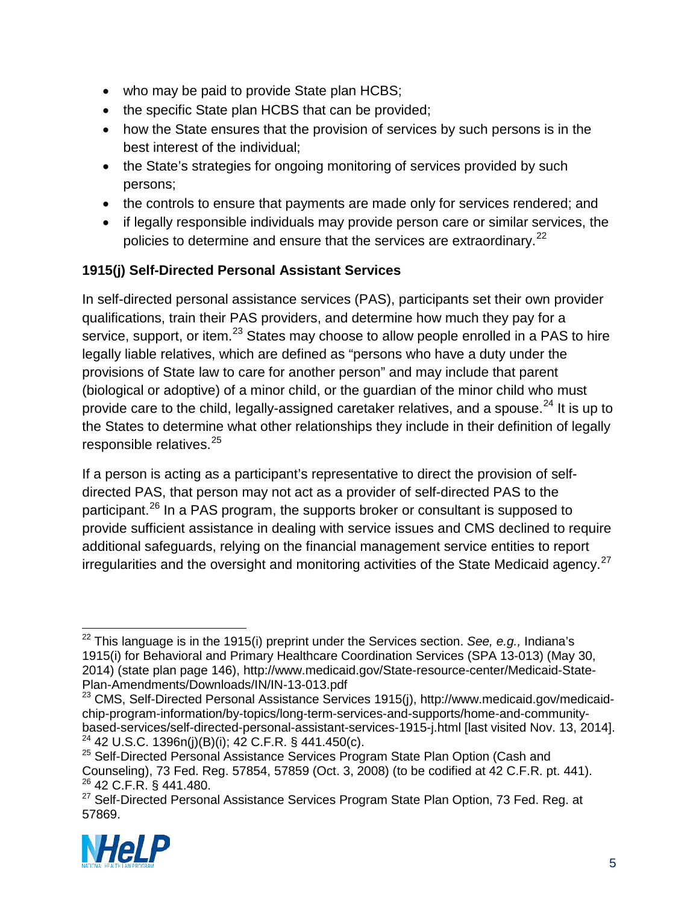- who may be paid to provide State plan HCBS;
- the specific State plan HCBS that can be provided;
- how the State ensures that the provision of services by such persons is in the best interest of the individual;
- the State's strategies for ongoing monitoring of services provided by such persons;
- the controls to ensure that payments are made only for services rendered; and
- if legally responsible individuals may provide person care or similar services, the policies to determine and ensure that the services are extraordinary.[22]

**1915(j) Self-Directed Personal Assistant Services**

In self-directed personal assistance services (PAS), participants set their own provider qualifications, train their PAS providers, and determine how much they pay for a service, support, or item.[23] States may choose to allow people enrolled in a PAS to hire legally liable relatives, which are defined as "persons who have a duty under the provisions of State law to care for another person" and may include that parent (biological or adoptive) of a minor child, or the guardian of the minor child who must provide care to the child, legally-assigned caretaker relatives, and a spouse.[24] It is up to the States to determine what other relationships they include in their definition of legally responsible relatives.[25]

If a person is acting as a participant's representative to direct the provision of self-directed PAS, that person may not act as a provider of self-directed PAS to the participant.[26] In a PAS program, the supports broker or consultant is supposed to provide sufficient assistance in dealing with service issues and CMS declined to require additional safeguards, relying on the financial management service entities to report irregularities and the oversight and monitoring activities of the State Medicaid agency.[27]

---

[22] This language is in the 1915(i) preprint under the Services section. *See, e.g.,* Indiana's 1915(i) for Behavioral and Primary Healthcare Coordination Services (SPA 13-013) (May 30, 2014) (state plan page 146), http://www.medicaid.gov/State-resource-center/Medicaid-State-Plan-Amendments/Downloads/IN/IN-13-013.pdf

[23] CMS, Self-Directed Personal Assistance Services 1915(j), http://www.medicaid.gov/medicaid-chip-program-information/by-topics/long-term-services-and-supports/home-and-community-based-services/self-directed-personal-assistant-services-1915-j.html [last visited Nov. 13, 2014].

[24] 42 U.S.C. 1396n(j)(B)(i); 42 C.F.R. § 441.450(c).

[25] Self-Directed Personal Assistance Services Program State Plan Option (Cash and Counseling), 73 Fed. Reg. 57854, 57859 (Oct. 3, 2008) (to be codified at 42 C.F.R. pt. 441).

[26] 42 C.F.R. § 441.480.

[27] Self-Directed Personal Assistance Services Program State Plan Option, 73 Fed. Reg. at 57869.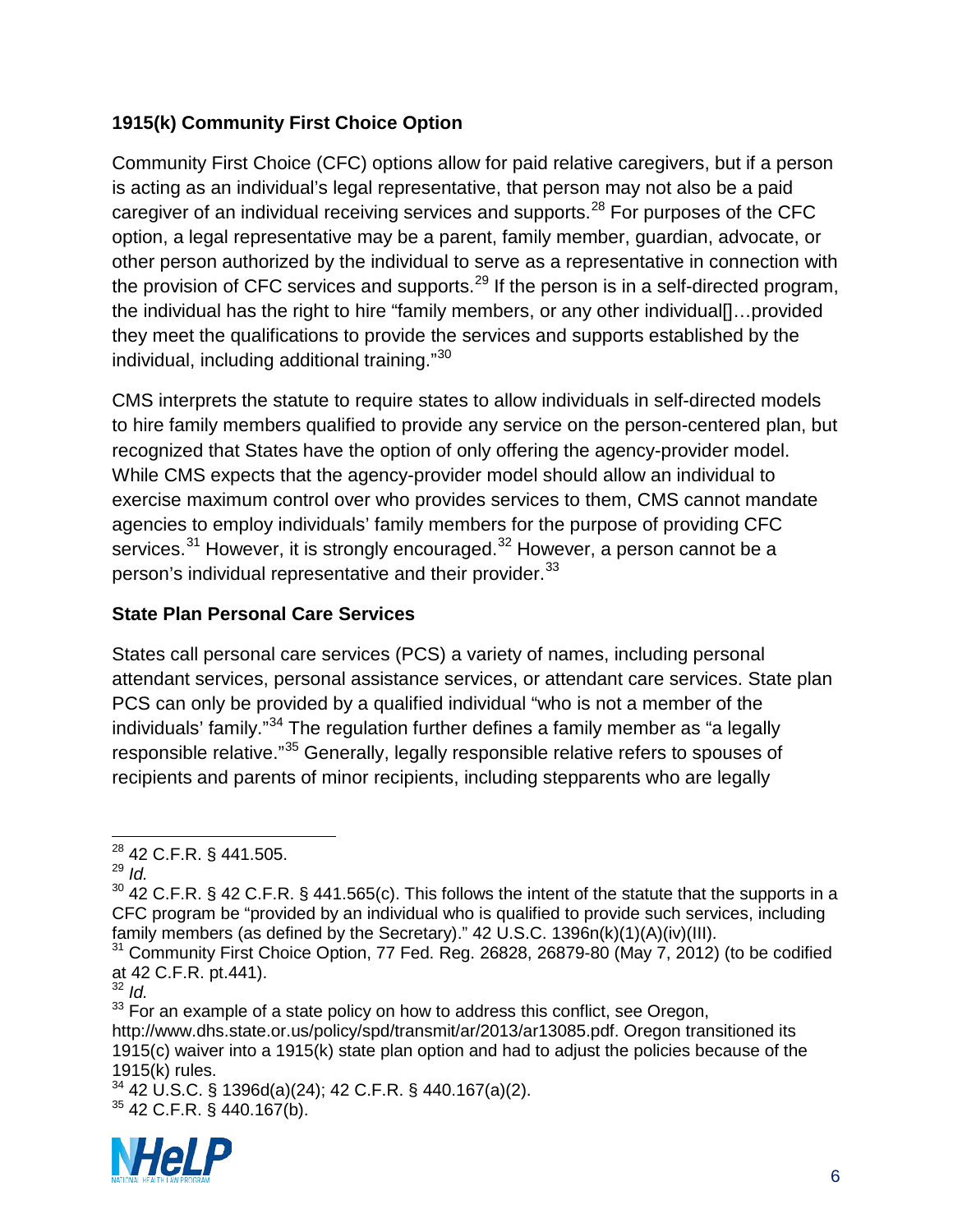### 1915(k) Community First Choice Option

Community First Choice (CFC) options allow for paid relative caregivers, but if a person is acting as an individual's legal representative, that person may not also be a paid caregiver of an individual receiving services and supports.[28] For purposes of the CFC option, a legal representative may be a parent, family member, guardian, advocate, or other person authorized by the individual to serve as a representative in connection with the provision of CFC services and supports.[29] If the person is in a self-directed program, the individual has the right to hire "family members, or any other individual[]…provided they meet the qualifications to provide the services and supports established by the individual, including additional training."[30]

CMS interprets the statute to require states to allow individuals in self-directed models to hire family members qualified to provide any service on the person-centered plan, but recognized that States have the option of only offering the agency-provider model. While CMS expects that the agency-provider model should allow an individual to exercise maximum control over who provides services to them, CMS cannot mandate agencies to employ individuals' family members for the purpose of providing CFC services.[31] However, it is strongly encouraged.[32] However, a person cannot be a person's individual representative and their provider.[33]

### State Plan Personal Care Services

States call personal care services (PCS) a variety of names, including personal attendant services, personal assistance services, or attendant care services. State plan PCS can only be provided by a qualified individual "who is not a member of the individuals' family."[34] The regulation further defines a family member as "a legally responsible relative."[35] Generally, legally responsible relative refers to spouses of recipients and parents of minor recipients, including stepparents who are legally

---

[28] 42 C.F.R. § 441.505.

[29] *Id.*

[30] 42 C.F.R. § 42 C.F.R. § 441.565(c). This follows the intent of the statute that the supports in a CFC program be "provided by an individual who is qualified to provide such services, including family members (as defined by the Secretary)." 42 U.S.C. 1396n(k)(1)(A)(iv)(III).

[31] Community First Choice Option, 77 Fed. Reg. 26828, 26879-80 (May 7, 2012) (to be codified at 42 C.F.R. pt.441).

[32] *Id.*

[33] For an example of a state policy on how to address this conflict, see Oregon, http://www.dhs.state.or.us/policy/spd/transmit/ar/2013/ar13085.pdf. Oregon transitioned its 1915(c) waiver into a 1915(k) state plan option and had to adjust the policies because of the 1915(k) rules.

[34] 42 U.S.C. § 1396d(a)(24); 42 C.F.R. § 440.167(a)(2).

[35] 42 C.F.R. § 440.167(b).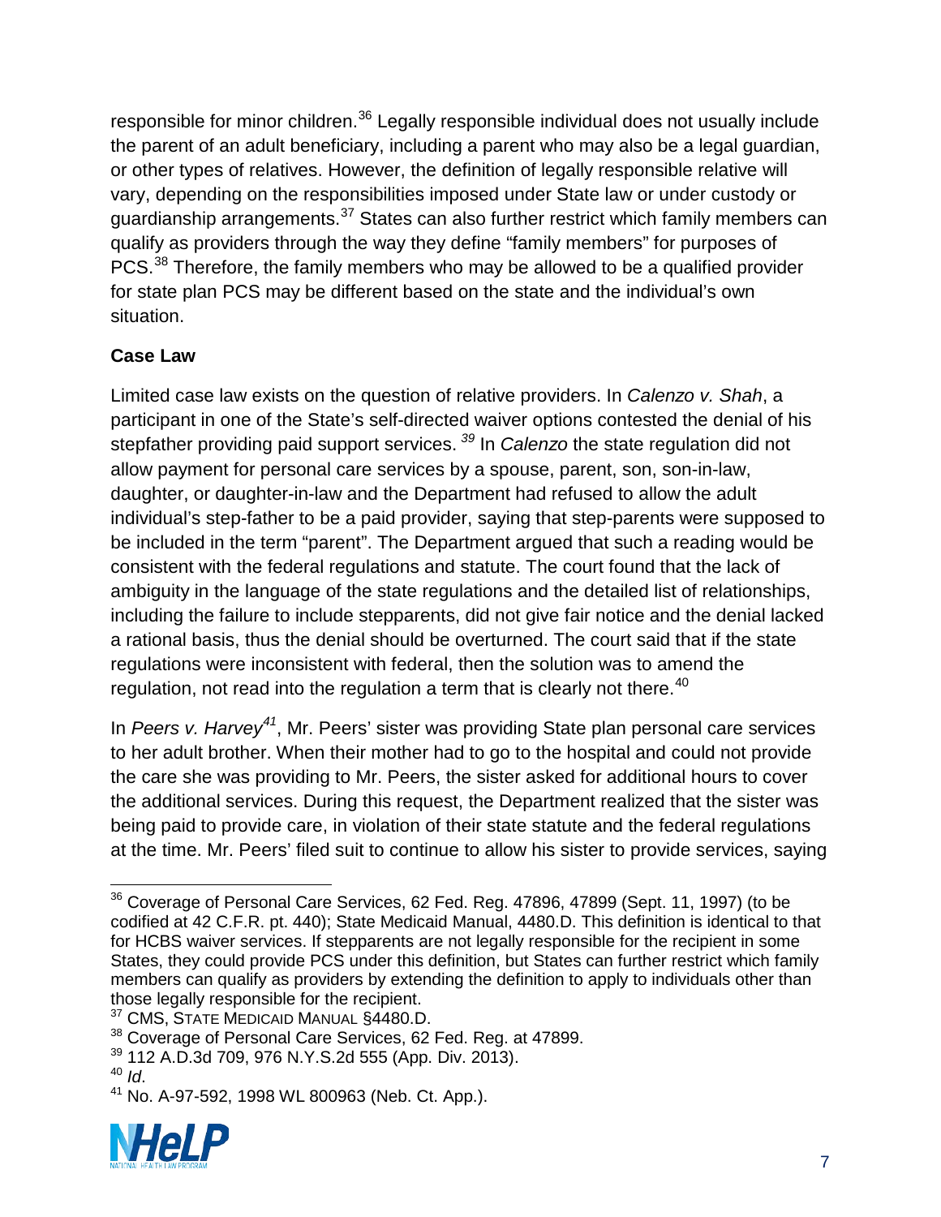responsible for minor children.[36] Legally responsible individual does not usually include the parent of an adult beneficiary, including a parent who may also be a legal guardian, or other types of relatives. However, the definition of legally responsible relative will vary, depending on the responsibilities imposed under State law or under custody or guardianship arrangements.[37] States can also further restrict which family members can qualify as providers through the way they define "family members" for purposes of PCS.[38] Therefore, the family members who may be allowed to be a qualified provider for state plan PCS may be different based on the state and the individual's own situation.

**Case Law**

Limited case law exists on the question of relative providers. In *Calenzo v. Shah*, a participant in one of the State's self-directed waiver options contested the denial of his stepfather providing paid support services. [39] In *Calenzo* the state regulation did not allow payment for personal care services by a spouse, parent, son, son-in-law, daughter, or daughter-in-law and the Department had refused to allow the adult individual's step-father to be a paid provider, saying that step-parents were supposed to be included in the term "parent". The Department argued that such a reading would be consistent with the federal regulations and statute. The court found that the lack of ambiguity in the language of the state regulations and the detailed list of relationships, including the failure to include stepparents, did not give fair notice and the denial lacked a rational basis, thus the denial should be overturned. The court said that if the state regulations were inconsistent with federal, then the solution was to amend the regulation, not read into the regulation a term that is clearly not there.[40]

In *Peers v. Harvey*[41], Mr. Peers' sister was providing State plan personal care services to her adult brother. When their mother had to go to the hospital and could not provide the care she was providing to Mr. Peers, the sister asked for additional hours to cover the additional services. During this request, the Department realized that the sister was being paid to provide care, in violation of their state statute and the federal regulations at the time. Mr. Peers' filed suit to continue to allow his sister to provide services, saying

---

[36] Coverage of Personal Care Services, 62 Fed. Reg. 47896, 47899 (Sept. 11, 1997) (to be codified at 42 C.F.R. pt. 440); State Medicaid Manual, 4480.D. This definition is identical to that for HCBS waiver services. If stepparents are not legally responsible for the recipient in some States, they could provide PCS under this definition, but States can further restrict which family members can qualify as providers by extending the definition to apply to individuals other than those legally responsible for the recipient.

[37] CMS, STATE MEDICAID MANUAL §4480.D.

[38] Coverage of Personal Care Services, 62 Fed. Reg. at 47899.

[39] 112 A.D.3d 709, 976 N.Y.S.2d 555 (App. Div. 2013).

[40] *Id*.

[41] No. A-97-592, 1998 WL 800963 (Neb. Ct. App.).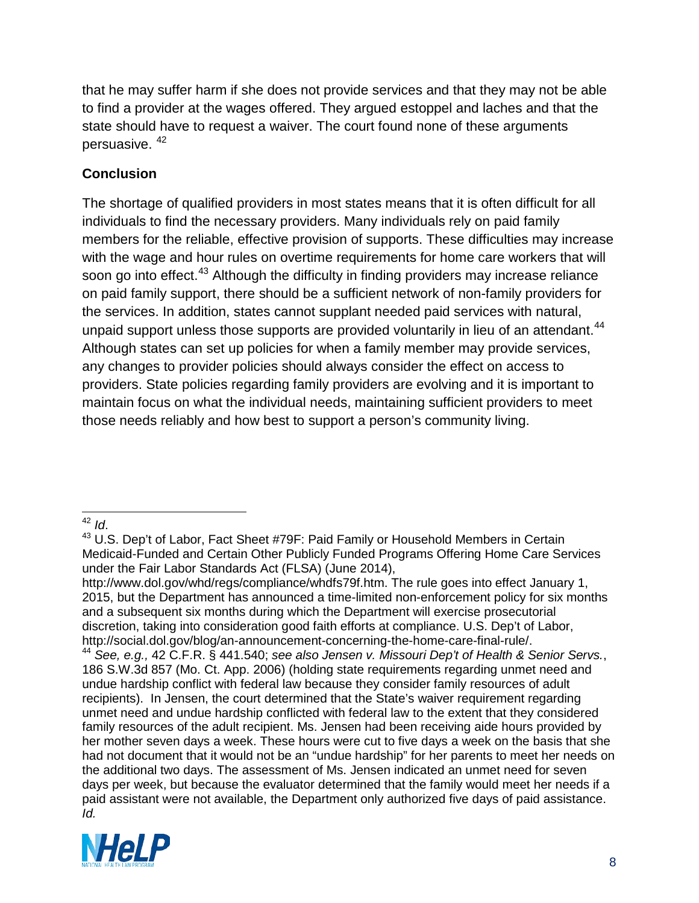that he may suffer harm if she does not provide services and that they may not be able to find a provider at the wages offered. They argued estoppel and laches and that the state should have to request a waiver. The court found none of these arguments persuasive. [42]

**Conclusion**

The shortage of qualified providers in most states means that it is often difficult for all individuals to find the necessary providers. Many individuals rely on paid family members for the reliable, effective provision of supports. These difficulties may increase with the wage and hour rules on overtime requirements for home care workers that will soon go into effect.[43] Although the difficulty in finding providers may increase reliance on paid family support, there should be a sufficient network of non-family providers for the services. In addition, states cannot supplant needed paid services with natural, unpaid support unless those supports are provided voluntarily in lieu of an attendant.[44] Although states can set up policies for when a family member may provide services, any changes to provider policies should always consider the effect on access to providers. State policies regarding family providers are evolving and it is important to maintain focus on what the individual needs, maintaining sufficient providers to meet those needs reliably and how best to support a person's community living.

---

[42] *Id*.

[43] U.S. Dep't of Labor, Fact Sheet #79F: Paid Family or Household Members in Certain Medicaid-Funded and Certain Other Publicly Funded Programs Offering Home Care Services under the Fair Labor Standards Act (FLSA) (June 2014), http://www.dol.gov/whd/regs/compliance/whdfs79f.htm. The rule goes into effect January 1, 2015, but the Department has announced a time-limited non-enforcement policy for six months and a subsequent six months during which the Department will exercise prosecutorial discretion, taking into consideration good faith efforts at compliance. U.S. Dep't of Labor, http://social.dol.gov/blog/an-announcement-concerning-the-home-care-final-rule/.

[44] *See, e.g.,* 42 C.F.R. § 441.540; *see also Jensen v. Missouri Dep't of Health & Senior Servs.*, 186 S.W.3d 857 (Mo. Ct. App. 2006) (holding state requirements regarding unmet need and undue hardship conflict with federal law because they consider family resources of adult recipients). In Jensen, the court determined that the State's waiver requirement regarding unmet need and undue hardship conflicted with federal law to the extent that they considered family resources of the adult recipient. Ms. Jensen had been receiving aide hours provided by her mother seven days a week. These hours were cut to five days a week on the basis that she had not document that it would not be an "undue hardship" for her parents to meet her needs on the additional two days. The assessment of Ms. Jensen indicated an unmet need for seven days per week, but because the evaluator determined that the family would meet her needs if a paid assistant were not available, the Department only authorized five days of paid assistance. *Id.*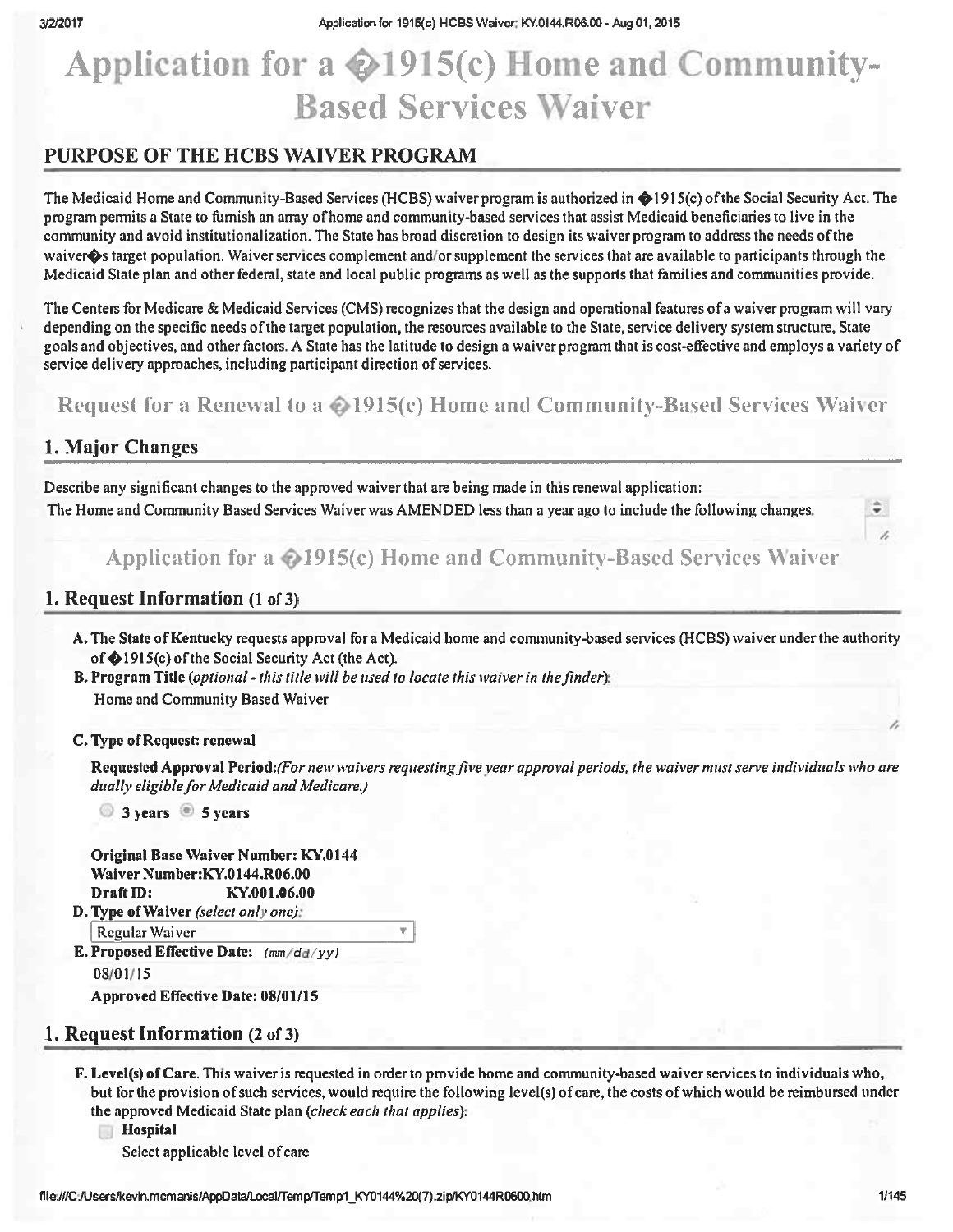# Application for a �1915(c) Home and Community-Based Services Waiver

## PURPOSE OF THE HCBS WAIVER PROGRAM

The Medicaid Home and Community-Based Services (HCBS) waiver program is authorized in �1915(c) of the Social Security Act. The program permits a State to furnish an array of home and community-based services that assist Medicaid beneficiaries to live in the community and avoid institutionalization. The State has broad discretion to design its waiver program to address the needs of the waiver�s target population. Waiver services complement and/or supplement the services that are available to participants through the Medicaid State plan and other federal, state and local public programs as well as the supports that families and communities provide.

The Centers for Medicare & Medicaid Services (CMS) recognizes that the design and operational features of a waiver program will vary depending on the specific needs of the target population, the resources available to the State, service delivery system structure, State goals and objectives, and other factors. A State has the latitude to design a waiver program that is cost-effective and employs a variety of service delivery approaches, including participant direction of services.

## Request for a Renewal to a �1915(c) Home and Community-Based Services Waiver

## 1. Major Changes

Describe any significant changes to the approved waiver that are being made in this renewal application:

The Home and Community Based Services Waiver was AMENDED less than a year ago to include the following changes.

## Application for a �1915(c) Home and Community-Based Services Waiver

## 1. Request Information (1 of 3)

**A.** The **State of Kentucky** requests approval for a Medicaid home and community-based services (HCBS) waiver under the authority of �1915(c) of the Social Security Act (the Act).

**B. Program Title** *(optional - this title will be used to locate this waiver in the finder)*:

Home and Community Based Waiver

**C. Type of Request: renewal**

**Requested Approval Period:** *(For new waivers requesting five year approval periods, the waiver must serve individuals who are dually eligible for Medicaid and Medicare.)*

○ **3 years** ● **5 years**

**Original Base Waiver Number: KY.0144**
**Waiver Number: KY.0144.R06.00**
**Draft ID: KY.001.06.00**

**D. Type of Waiver** *(select only one)*:

Regular Waiver

**E. Proposed Effective Date:** *(mm/dd/yy)*

08/01/15

**Approved Effective Date: 08/01/15**

## 1. Request Information (2 of 3)

**F. Level(s) of Care.** This waiver is requested in order to provide home and community-based waiver services to individuals who, but for the provision of such services, would require the following level(s) of care, the costs of which would be reimbursed under the approved Medicaid State plan *(check each that applies)*:

☐ **Hospital**

Select applicable level of care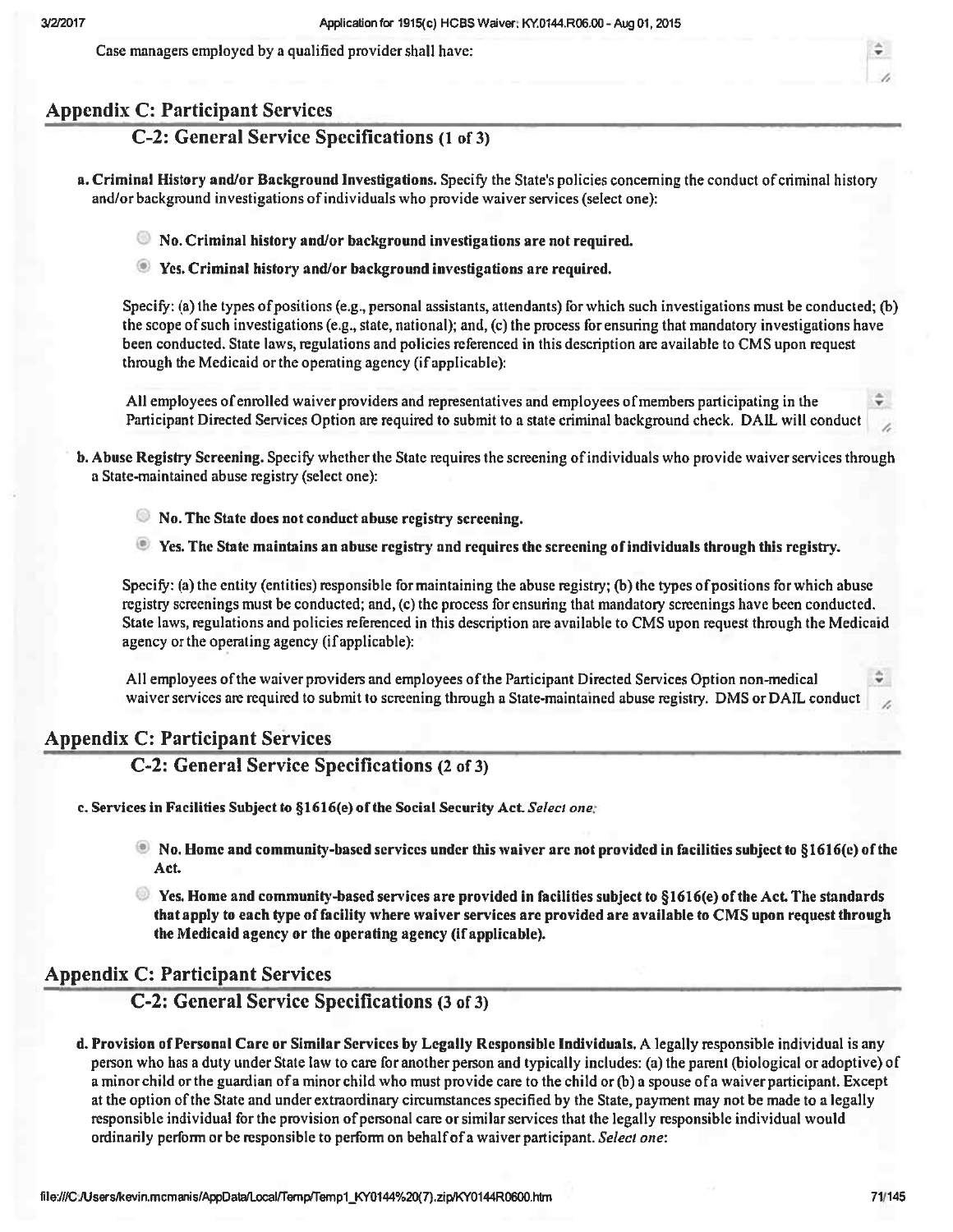Case managers employed by a qualified provider shall have:

## Appendix C: Participant Services

### C-2: General Service Specifications (1 of 3)

**a. Criminal History and/or Background Investigations.** Specify the State's policies concerning the conduct of criminal history and/or background investigations of individuals who provide waiver services (select one):

- ○ **No. Criminal history and/or background investigations are not required.**
- ◉ **Yes. Criminal history and/or background investigations are required.**

Specify: (a) the types of positions (e.g., personal assistants, attendants) for which such investigations must be conducted; (b) the scope of such investigations (e.g., state, national); and, (c) the process for ensuring that mandatory investigations have been conducted. State laws, regulations and policies referenced in this description are available to CMS upon request through the Medicaid or the operating agency (if applicable):

All employees of enrolled waiver providers and representatives and employees of members participating in the Participant Directed Services Option are required to submit to a state criminal background check. DAIL will conduct

**b. Abuse Registry Screening.** Specify whether the State requires the screening of individuals who provide waiver services through a State-maintained abuse registry (select one):

- ○ **No. The State does not conduct abuse registry screening.**
- ◉ **Yes. The State maintains an abuse registry and requires the screening of individuals through this registry.**

Specify: (a) the entity (entities) responsible for maintaining the abuse registry; (b) the types of positions for which abuse registry screenings must be conducted; and, (c) the process for ensuring that mandatory screenings have been conducted. State laws, regulations and policies referenced in this description are available to CMS upon request through the Medicaid agency or the operating agency (if applicable):

All employees of the waiver providers and employees of the Participant Directed Services Option non-medical waiver services are required to submit to screening through a State-maintained abuse registry. DMS or DAIL conduct

## Appendix C: Participant Services

### C-2: General Service Specifications (2 of 3)

**c. Services in Facilities Subject to §1616(e) of the Social Security Act.** *Select one:*

- ◉ **No. Home and community-based services under this waiver are not provided in facilities subject to §1616(e) of the Act.**
- ○ **Yes. Home and community-based services are provided in facilities subject to §1616(e) of the Act. The standards that apply to each type of facility where waiver services are provided are available to CMS upon request through the Medicaid agency or the operating agency (if applicable).**

## Appendix C: Participant Services

### C-2: General Service Specifications (3 of 3)

**d. Provision of Personal Care or Similar Services by Legally Responsible Individuals.** A legally responsible individual is any person who has a duty under State law to care for another person and typically includes: (a) the parent (biological or adoptive) of a minor child or the guardian of a minor child who must provide care to the child or (b) a spouse of a waiver participant. Except at the option of the State and under extraordinary circumstances specified by the State, payment may not be made to a legally responsible individual for the provision of personal care or similar services that the legally responsible individual would ordinarily perform or be responsible to perform on behalf of a waiver participant. *Select one:*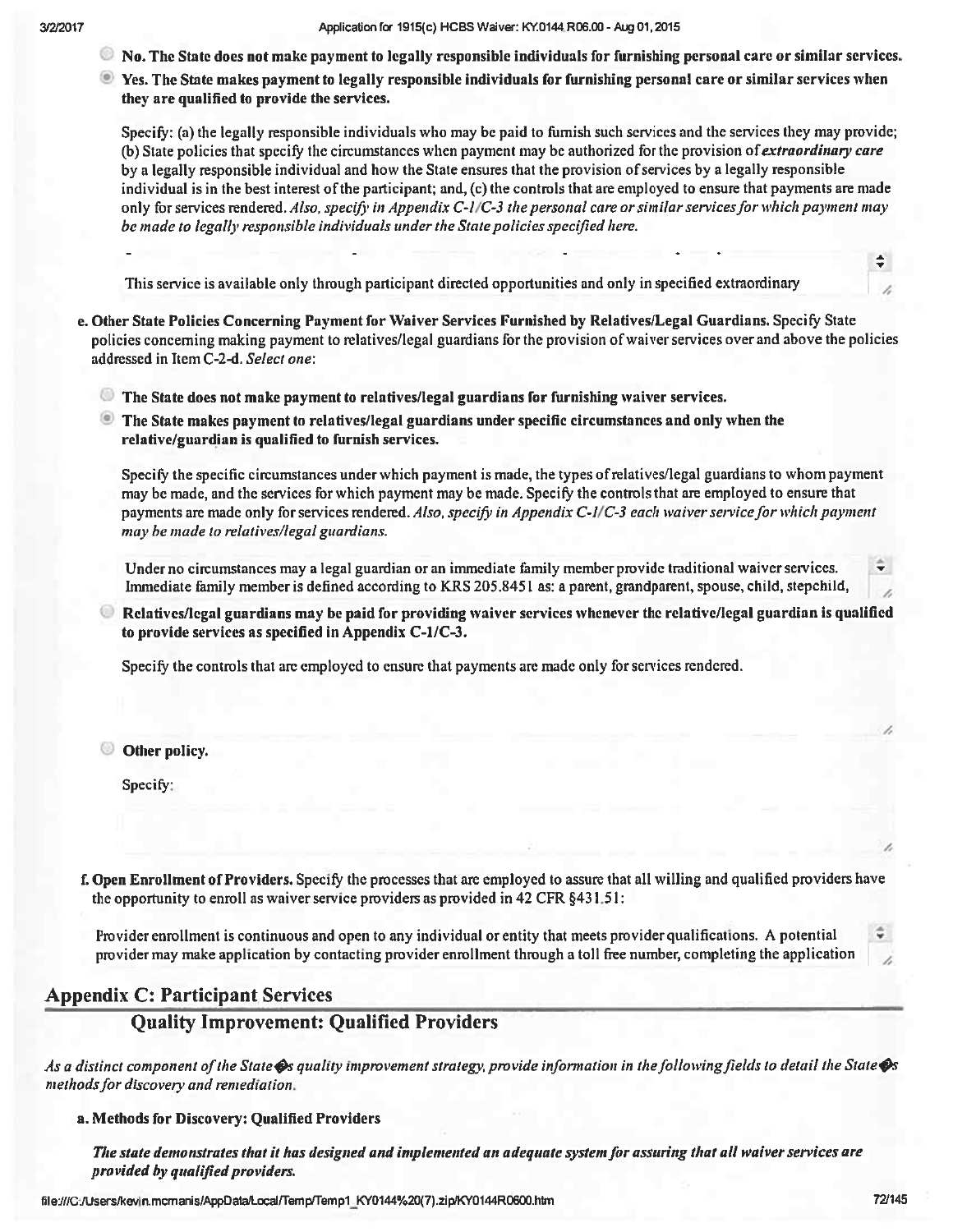○ **No. The State does not make payment to legally responsible individuals for furnishing personal care or similar services.**

◉ **Yes. The State makes payment to legally responsible individuals for furnishing personal care or similar services when they are qualified to provide the services.**

Specify: (a) the legally responsible individuals who may be paid to furnish such services and the services they may provide; (b) State policies that specify the circumstances when payment may be authorized for the provision of ***extraordinary care*** by a legally responsible individual and how the State ensures that the provision of services by a legally responsible individual is in the best interest of the participant; and, (c) the controls that are employed to ensure that payments are made only for services rendered. *Also, specify in Appendix C-1/C-3 the personal care or similar services for which payment may be made to legally responsible individuals under the State policies specified here.*

This service is available only through participant directed opportunities and only in specified extraordinary

**e. Other State Policies Concerning Payment for Waiver Services Furnished by Relatives/Legal Guardians.** Specify State policies concerning making payment to relatives/legal guardians for the provision of waiver services over and above the policies addressed in Item C-2-d. *Select one:*

○ **The State does not make payment to relatives/legal guardians for furnishing waiver services.**

◉ **The State makes payment to relatives/legal guardians under specific circumstances and only when the relative/guardian is qualified to furnish services.**

Specify the specific circumstances under which payment is made, the types of relatives/legal guardians to whom payment may be made, and the services for which payment may be made. Specify the controls that are employed to ensure that payments are made only for services rendered. *Also, specify in Appendix C-1/C-3 each waiver service for which payment may be made to relatives/legal guardians.*

Under no circumstances may a legal guardian or an immediate family member provide traditional waiver services. Immediate family member is defined according to KRS 205.8451 as: a parent, grandparent, spouse, child, stepchild,

○ **Relatives/legal guardians may be paid for providing waiver services whenever the relative/legal guardian is qualified to provide services as specified in Appendix C-1/C-3.**

Specify the controls that are employed to ensure that payments are made only for services rendered.

○ **Other policy.**

Specify:

**f. Open Enrollment of Providers.** Specify the processes that are employed to assure that all willing and qualified providers have the opportunity to enroll as waiver service providers as provided in 42 CFR §431.51:

Provider enrollment is continuous and open to any individual or entity that meets provider qualifications. A potential provider may make application by contacting provider enrollment through a toll free number, completing the application

## Appendix C: Participant Services

### Quality Improvement: Qualified Providers

*As a distinct component of the State�s quality improvement strategy, provide information in the following fields to detail the State�s methods for discovery and remediation.*

**a. Methods for Discovery: Qualified Providers**

***The state demonstrates that it has designed and implemented an adequate system for assuring that all waiver services are provided by qualified providers.***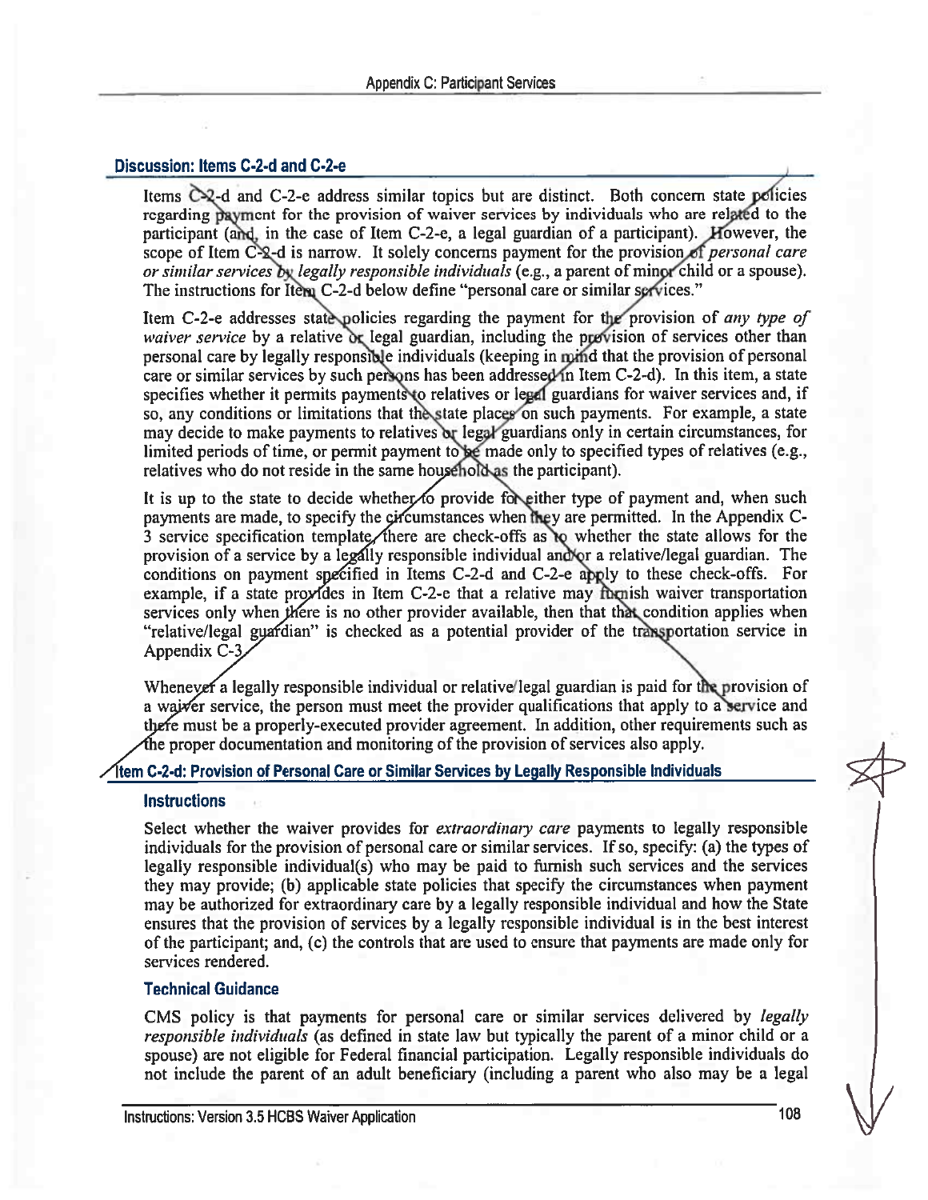## Discussion: Items C-2-d and C-2-e

Items C-2-d and C-2-e address similar topics but are distinct. Both concern state policies regarding payment for the provision of waiver services by individuals who are related to the participant (and, in the case of Item C-2-e, a legal guardian of a participant). However, the scope of Item C-2-d is narrow. It solely concerns payment for the provision of *personal care or similar services by legally responsible individuals* (e.g., a parent of minor child or a spouse). The instructions for Item C-2-d below define "personal care or similar services."

Item C-2-e addresses state policies regarding the payment for the provision of *any type of waiver service* by a relative or legal guardian, including the provision of services other than personal care by legally responsible individuals (keeping in mind that the provision of personal care or similar services by such persons has been addressed in Item C-2-d). In this item, a state specifies whether it permits payments to relatives or legal guardians for waiver services and, if so, any conditions or limitations that the state places on such payments. For example, a state may decide to make payments to relatives or legal guardians only in certain circumstances, for limited periods of time, or permit payment to be made only to specified types of relatives (e.g., relatives who do not reside in the same household as the participant).

It is up to the state to decide whether to provide for either type of payment and, when such payments are made, to specify the circumstances when they are permitted. In the Appendix C-3 service specification template, there are check-offs as to whether the state allows for the provision of a service by a legally responsible individual and/or a relative/legal guardian. The conditions on payment specified in Items C-2-d and C-2-e apply to these check-offs. For example, if a state provides in Item C-2-e that a relative may furnish waiver transportation services only when there is no other provider available, then that that condition applies when "relative/legal guardian" is checked as a potential provider of the transportation service in Appendix C-3.

Whenever a legally responsible individual or relative/legal guardian is paid for the provision of a waiver service, the person must meet the provider qualifications that apply to a service and there must be a properly-executed provider agreement. In addition, other requirements such as the proper documentation and monitoring of the provision of services also apply.

## Item C-2-d: Provision of Personal Care or Similar Services by Legally Responsible Individuals

### Instructions

Select whether the waiver provides for *extraordinary care* payments to legally responsible individuals for the provision of personal care or similar services. If so, specify: (a) the types of legally responsible individual(s) who may be paid to furnish such services and the services they may provide; (b) applicable state policies that specify the circumstances when payment may be authorized for extraordinary care by a legally responsible individual and how the State ensures that the provision of services by a legally responsible individual is in the best interest of the participant; and, (c) the controls that are used to ensure that payments are made only for services rendered.

### Technical Guidance

CMS policy is that payments for personal care or similar services delivered by *legally responsible individuals* (as defined in state law but typically the parent of a minor child or a spouse) are not eligible for Federal financial participation. Legally responsible individuals do not include the parent of an adult beneficiary (including a parent who also may be a legal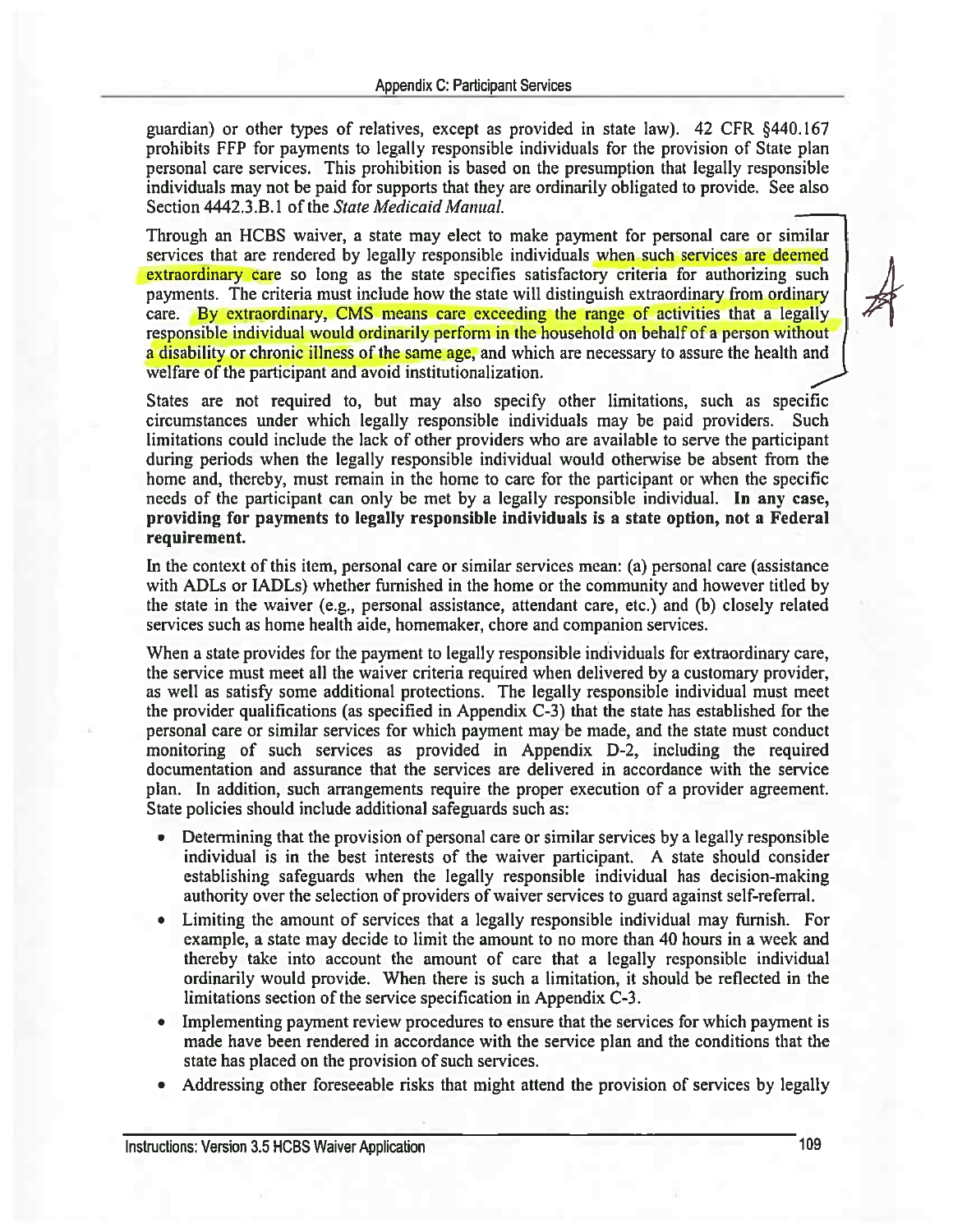guardian) or other types of relatives, except as provided in state law). 42 CFR §440.167 prohibits FFP for payments to legally responsible individuals for the provision of State plan personal care services. This prohibition is based on the presumption that legally responsible individuals may not be paid for supports that they are ordinarily obligated to provide. See also Section 4442.3.B.1 of the *State Medicaid Manual.*

Through an HCBS waiver, a state may elect to make payment for personal care or similar services that are rendered by legally responsible individuals when such services are deemed extraordinary care so long as the state specifies satisfactory criteria for authorizing such payments. The criteria must include how the state will distinguish extraordinary from ordinary care. By extraordinary, CMS means care exceeding the range of activities that a legally responsible individual would ordinarily perform in the household on behalf of a person without a disability or chronic illness of the same age, and which are necessary to assure the health and welfare of the participant and avoid institutionalization.

States are not required to, but may also specify other limitations, such as specific circumstances under which legally responsible individuals may be paid providers. Such limitations could include the lack of other providers who are available to serve the participant during periods when the legally responsible individual would otherwise be absent from the home and, thereby, must remain in the home to care for the participant or when the specific needs of the participant can only be met by a legally responsible individual. **In any case, providing for payments to legally responsible individuals is a state option, not a Federal requirement.**

In the context of this item, personal care or similar services mean: (a) personal care (assistance with ADLs or IADLs) whether furnished in the home or the community and however titled by the state in the waiver (e.g., personal assistance, attendant care, etc.) and (b) closely related services such as home health aide, homemaker, chore and companion services.

When a state provides for the payment to legally responsible individuals for extraordinary care, the service must meet all the waiver criteria required when delivered by a customary provider, as well as satisfy some additional protections. The legally responsible individual must meet the provider qualifications (as specified in Appendix C-3) that the state has established for the personal care or similar services for which payment may be made, and the state must conduct monitoring of such services as provided in Appendix D-2, including the required documentation and assurance that the services are delivered in accordance with the service plan. In addition, such arrangements require the proper execution of a provider agreement. State policies should include additional safeguards such as:

- Determining that the provision of personal care or similar services by a legally responsible individual is in the best interests of the waiver participant. A state should consider establishing safeguards when the legally responsible individual has decision-making authority over the selection of providers of waiver services to guard against self-referral.
- Limiting the amount of services that a legally responsible individual may furnish. For example, a state may decide to limit the amount to no more than 40 hours in a week and thereby take into account the amount of care that a legally responsible individual ordinarily would provide. When there is such a limitation, it should be reflected in the limitations section of the service specification in Appendix C-3.
- Implementing payment review procedures to ensure that the services for which payment is made have been rendered in accordance with the service plan and the conditions that the state has placed on the provision of such services.
- Addressing other foreseeable risks that might attend the provision of services by legally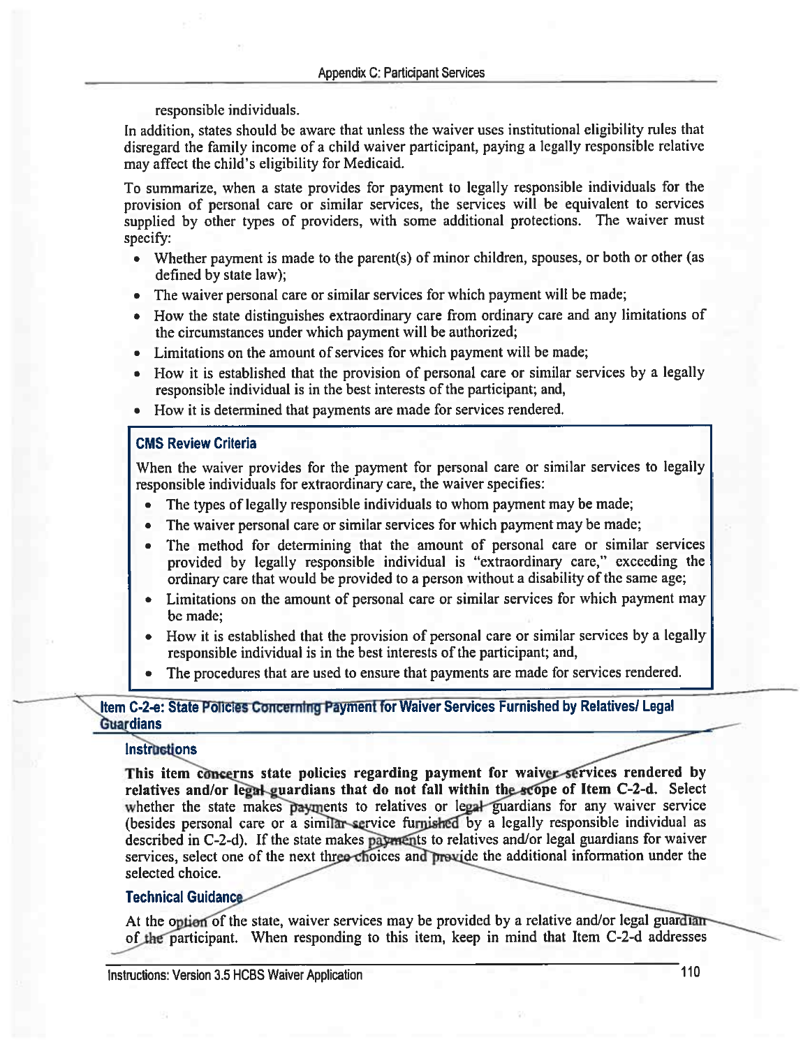responsible individuals.

In addition, states should be aware that unless the waiver uses institutional eligibility rules that disregard the family income of a child waiver participant, paying a legally responsible relative may affect the child's eligibility for Medicaid.

To summarize, when a state provides for payment to legally responsible individuals for the provision of personal care or similar services, the services will be equivalent to services supplied by other types of providers, with some additional protections. The waiver must specify:

- Whether payment is made to the parent(s) of minor children, spouses, or both or other (as defined by state law);
- The waiver personal care or similar services for which payment will be made;
- How the state distinguishes extraordinary care from ordinary care and any limitations of the circumstances under which payment will be authorized;
- Limitations on the amount of services for which payment will be made;
- How it is established that the provision of personal care or similar services by a legally responsible individual is in the best interests of the participant; and,
- How it is determined that payments are made for services rendered.

### CMS Review Criteria

When the waiver provides for the payment for personal care or similar services to legally responsible individuals for extraordinary care, the waiver specifies:

- The types of legally responsible individuals to whom payment may be made;
- The waiver personal care or similar services for which payment may be made;
- The method for determining that the amount of personal care or similar services provided by legally responsible individual is "extraordinary care," exceeding the ordinary care that would be provided to a person without a disability of the same age;
- Limitations on the amount of personal care or similar services for which payment may be made;
- How it is established that the provision of personal care or similar services by a legally responsible individual is in the best interests of the participant; and,
- The procedures that are used to ensure that payments are made for services rendered.

## Item C-2-e: State Policies Concerning Payment for Waiver Services Furnished by Relatives/ Legal Guardians

### Instructions

**This item concerns state policies regarding payment for waiver services rendered by relatives and/or legal guardians that do not fall within the scope of Item C-2-d.** Select whether the state makes payments to relatives or legal guardians for any waiver service (besides personal care or a similar service furnished by a legally responsible individual as described in C-2-d). If the state makes payments to relatives and/or legal guardians for waiver services, select one of the next three choices and provide the additional information under the selected choice.

### Technical Guidance

At the option of the state, waiver services may be provided by a relative and/or legal guardian of the participant. When responding to this item, keep in mind that Item C-2-d addresses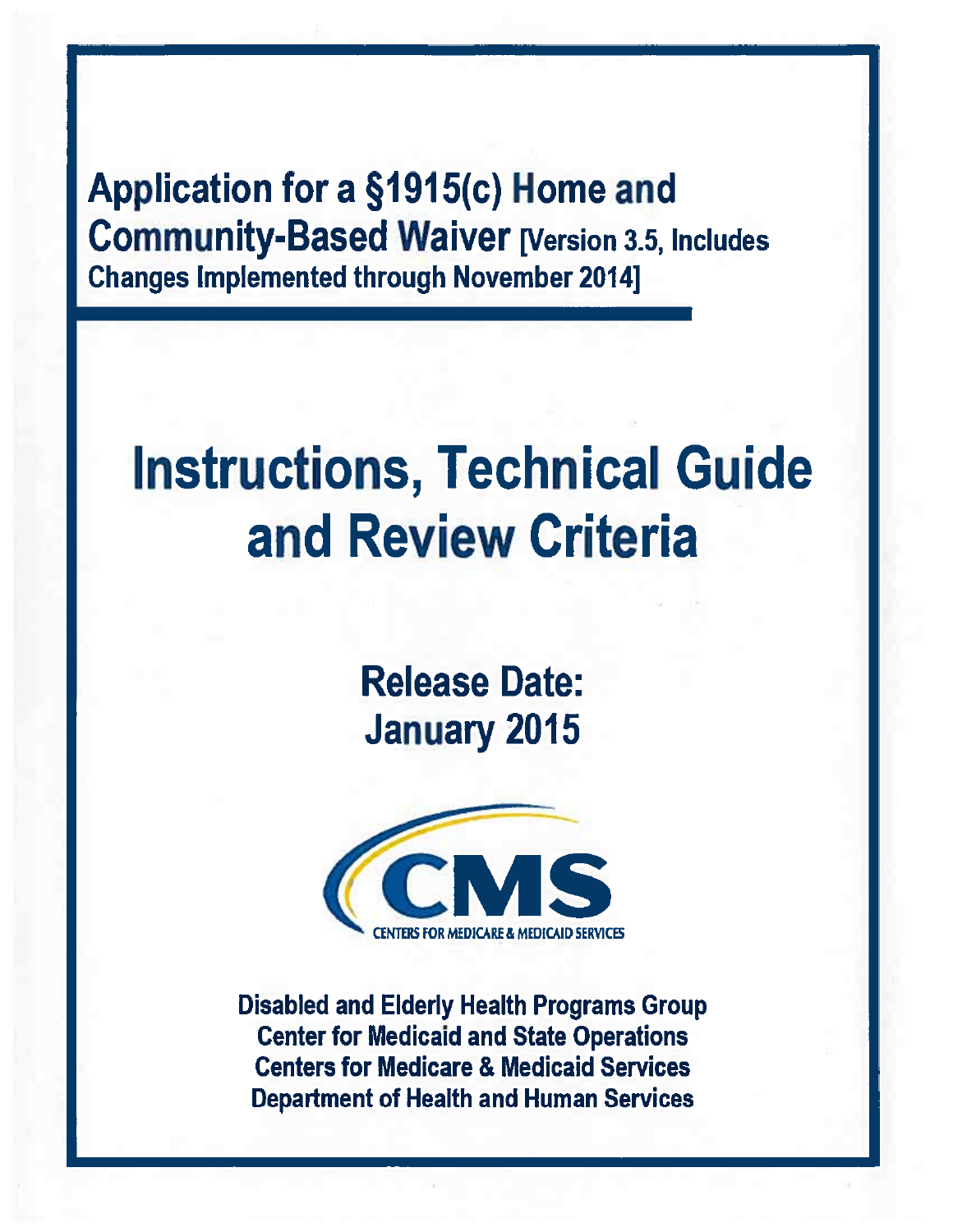# Application for a §1915(c) Home and Community-Based Waiver [Version 3.5, Includes Changes Implemented through November 2014]

# Instructions, Technical Guide and Review Criteria

## Release Date: January 2015

CENTERS FOR MEDICARE & MEDICAID SERVICES

**Disabled and Elderly Health Programs Group**
**Center for Medicaid and State Operations**
**Centers for Medicare & Medicaid Services**
**Department of Health and Human Services**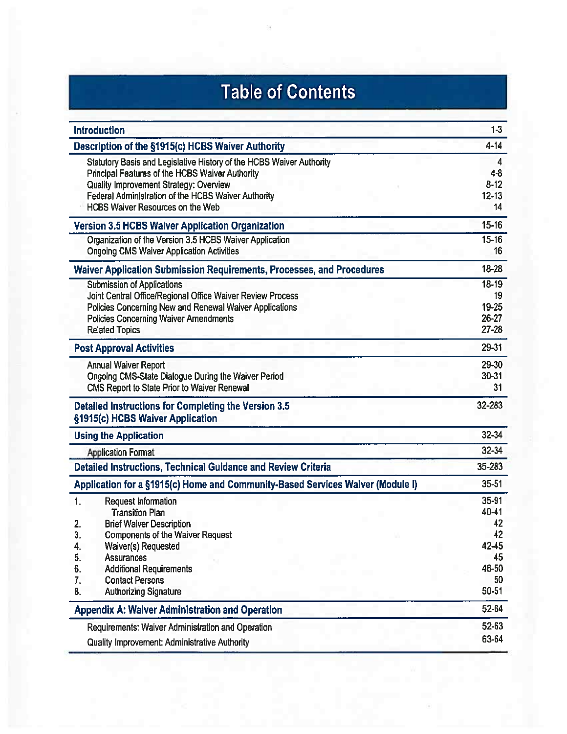# Table of Contents

| | |
|---|---|
| **Introduction** | 1-3 |
| **Description of the §1915(c) HCBS Waiver Authority** | 4-14 |
| Statutory Basis and Legislative History of the HCBS Waiver Authority | 4 |
| Principal Features of the HCBS Waiver Authority | 4-8 |
| Quality Improvement Strategy: Overview | 8-12 |
| Federal Administration of the HCBS Waiver Authority | 12-13 |
| HCBS Waiver Resources on the Web | 14 |
| **Version 3.5 HCBS Waiver Application Organization** | 15-16 |
| Organization of the Version 3.5 HCBS Waiver Application | 15-16 |
| Ongoing CMS Waiver Application Activities | 16 |
| **Waiver Application Submission Requirements, Processes, and Procedures** | 18-28 |
| Submission of Applications | 18-19 |
| Joint Central Office/Regional Office Waiver Review Process | 19 |
| Policies Concerning New and Renewal Waiver Applications | 19-25 |
| Policies Concerning Waiver Amendments | 26-27 |
| Related Topics | 27-28 |
| **Post Approval Activities** | 29-31 |
| Annual Waiver Report | 29-30 |
| Ongoing CMS-State Dialogue During the Waiver Period | 30-31 |
| CMS Report to State Prior to Waiver Renewal | 31 |
| **Detailed Instructions for Completing the Version 3.5 §1915(c) HCBS Waiver Application** | 32-283 |
| **Using the Application** | 32-34 |
| Application Format | 32-34 |
| **Detailed Instructions, Technical Guidance and Review Criteria** | 35-283 |
| **Application for a §1915(c) Home and Community-Based Services Waiver (Module I)** | 35-51 |
| 1. Request Information | 35-91 |
| Transition Plan | 40-41 |
| 2. Brief Waiver Description | 42 |
| 3. Components of the Waiver Request | 42 |
| 4. Waiver(s) Requested | 42-45 |
| 5. Assurances | 45 |
| 6. Additional Requirements | 46-50 |
| 7. Contact Persons | 50 |
| 8. Authorizing Signature | 50-51 |
| **Appendix A: Waiver Administration and Operation** | 52-64 |
| Requirements: Waiver Administration and Operation | 52-63 |
| Quality Improvement: Administrative Authority | 63-64 |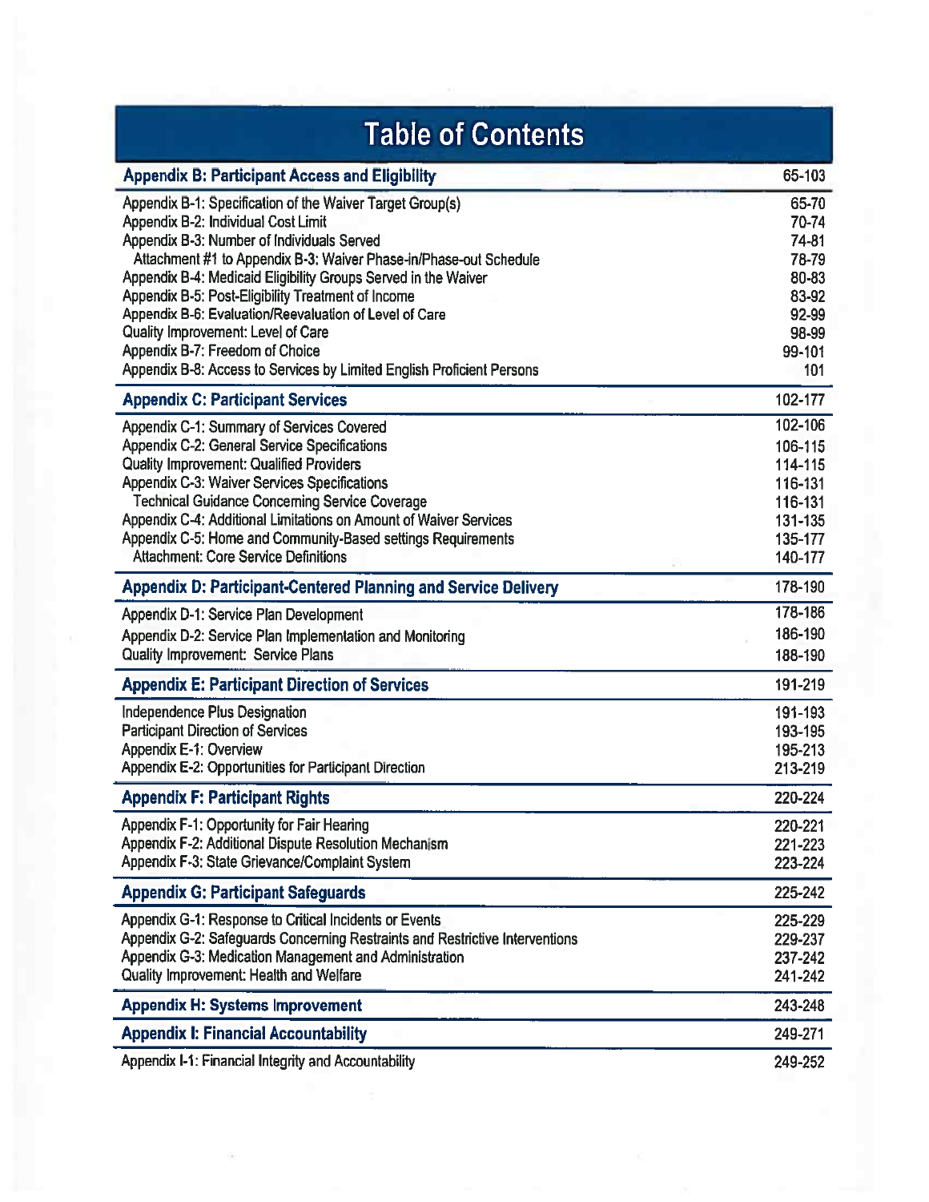# Table of Contents

| Appendix B: Participant Access and Eligibility | 65-103 |
|---|---|
| Appendix B-1: Specification of the Waiver Target Group(s) | 65-70 |
| Appendix B-2: Individual Cost Limit | 70-74 |
| Appendix B-3: Number of Individuals Served | 74-81 |
| Attachment #1 to Appendix B-3: Waiver Phase-in/Phase-out Schedule | 78-79 |
| Appendix B-4: Medicaid Eligibility Groups Served in the Waiver | 80-83 |
| Appendix B-5: Post-Eligibility Treatment of Income | 83-92 |
| Appendix B-6: Evaluation/Reevaluation of Level of Care | 92-99 |
| Quality Improvement: Level of Care | 98-99 |
| Appendix B-7: Freedom of Choice | 99-101 |
| Appendix B-8: Access to Services by Limited English Proficient Persons | 101 |
| **Appendix C: Participant Services** | **102-177** |
| Appendix C-1: Summary of Services Covered | 102-106 |
| Appendix C-2: General Service Specifications | 106-115 |
| Quality Improvement: Qualified Providers | 114-115 |
| Appendix C-3: Waiver Services Specifications | 116-131 |
| Technical Guidance Concerning Service Coverage | 116-131 |
| Appendix C-4: Additional Limitations on Amount of Waiver Services | 131-135 |
| Appendix C-5: Home and Community-Based settings Requirements | 135-177 |
| Attachment: Core Service Definitions | 140-177 |
| **Appendix D: Participant-Centered Planning and Service Delivery** | **178-190** |
| Appendix D-1: Service Plan Development | 178-186 |
| Appendix D-2: Service Plan Implementation and Monitoring | 186-190 |
| Quality Improvement: Service Plans | 188-190 |
| **Appendix E: Participant Direction of Services** | **191-219** |
| Independence Plus Designation | 191-193 |
| Participant Direction of Services | 193-195 |
| Appendix E-1: Overview | 195-213 |
| Appendix E-2: Opportunities for Participant Direction | 213-219 |
| **Appendix F: Participant Rights** | **220-224** |
| Appendix F-1: Opportunity for Fair Hearing | 220-221 |
| Appendix F-2: Additional Dispute Resolution Mechanism | 221-223 |
| Appendix F-3: State Grievance/Complaint System | 223-224 |
| **Appendix G: Participant Safeguards** | **225-242** |
| Appendix G-1: Response to Critical Incidents or Events | 225-229 |
| Appendix G-2: Safeguards Concerning Restraints and Restrictive Interventions | 229-237 |
| Appendix G-3: Medication Management and Administration | 237-242 |
| Quality Improvement: Health and Welfare | 241-242 |
| **Appendix H: Systems Improvement** | **243-248** |
| **Appendix I: Financial Accountability** | **249-271** |
| Appendix I-1: Financial Integrity and Accountability | 249-252 |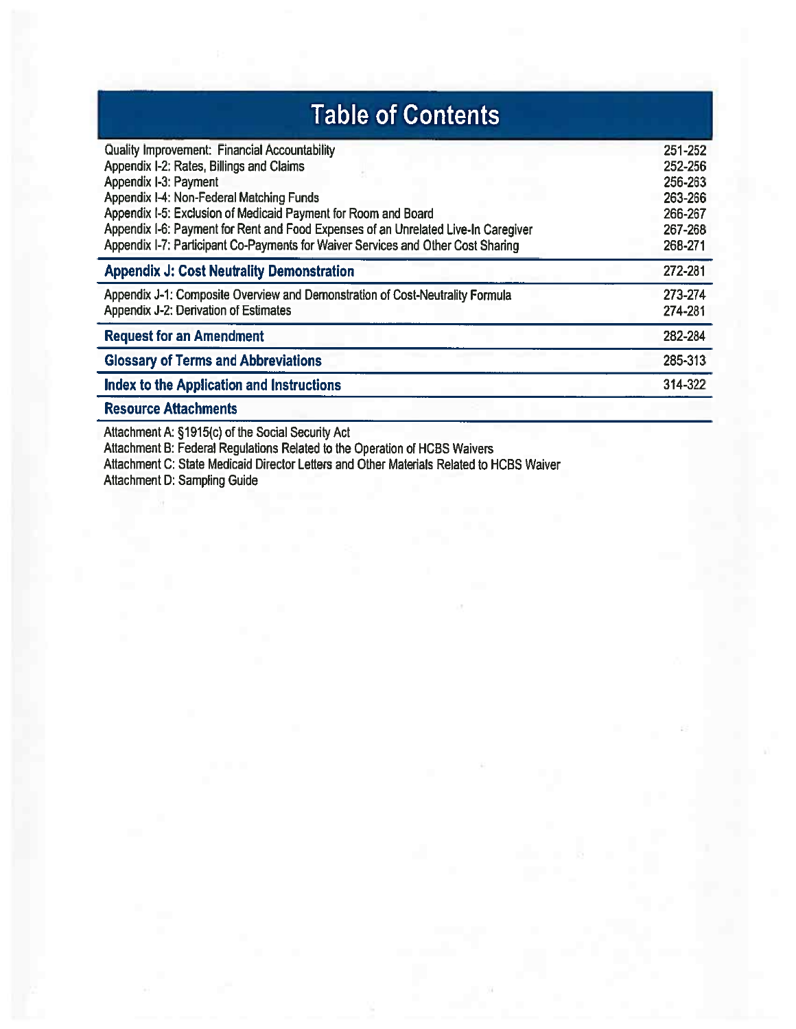# Table of Contents

| | |
|---|---|
| Quality Improvement: Financial Accountability | 251-252 |
| Appendix I-2: Rates, Billings and Claims | 252-256 |
| Appendix I-3: Payment | 256-263 |
| Appendix I-4: Non-Federal Matching Funds | 263-266 |
| Appendix I-5: Exclusion of Medicaid Payment for Room and Board | 266-267 |
| Appendix I-6: Payment for Rent and Food Expenses of an Unrelated Live-In Caregiver | 267-268 |
| Appendix I-7: Participant Co-Payments for Waiver Services and Other Cost Sharing | 268-271 |
| **Appendix J: Cost Neutrality Demonstration** | 272-281 |
| Appendix J-1: Composite Overview and Demonstration of Cost-Neutrality Formula | 273-274 |
| Appendix J-2: Derivation of Estimates | 274-281 |
| **Request for an Amendment** | 282-284 |
| **Glossary of Terms and Abbreviations** | 285-313 |
| **Index to the Application and Instructions** | 314-322 |
| **Resource Attachments** | |

Attachment A: §1915(c) of the Social Security Act
Attachment B: Federal Regulations Related to the Operation of HCBS Waivers
Attachment C: State Medicaid Director Letters and Other Materials Related to HCBS Waiver
Attachment D: Sampling Guide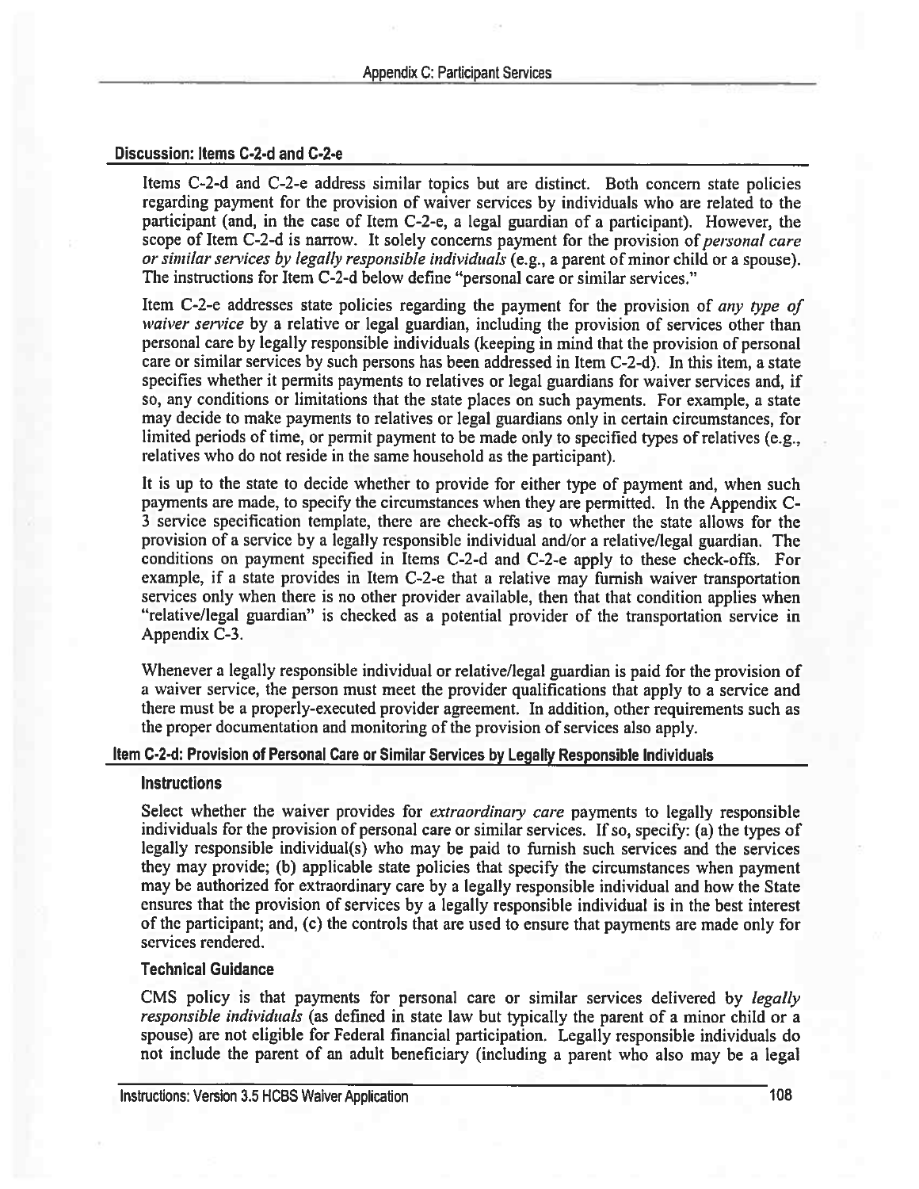## Discussion: Items C-2-d and C-2-e

Items C-2-d and C-2-e address similar topics but are distinct. Both concern state policies regarding payment for the provision of waiver services by individuals who are related to the participant (and, in the case of Item C-2-e, a legal guardian of a participant). However, the scope of Item C-2-d is narrow. It solely concerns payment for the provision of *personal care or similar services by legally responsible individuals* (e.g., a parent of minor child or a spouse). The instructions for Item C-2-d below define "personal care or similar services."

Item C-2-e addresses state policies regarding the payment for the provision of *any type of waiver service* by a relative or legal guardian, including the provision of services other than personal care by legally responsible individuals (keeping in mind that the provision of personal care or similar services by such persons has been addressed in Item C-2-d). In this item, a state specifies whether it permits payments to relatives or legal guardians for waiver services and, if so, any conditions or limitations that the state places on such payments. For example, a state may decide to make payments to relatives or legal guardians only in certain circumstances, for limited periods of time, or permit payment to be made only to specified types of relatives (e.g., relatives who do not reside in the same household as the participant).

It is up to the state to decide whether to provide for either type of payment and, when such payments are made, to specify the circumstances when they are permitted. In the Appendix C-3 service specification template, there are check-offs as to whether the state allows for the provision of a service by a legally responsible individual and/or a relative/legal guardian. The conditions on payment specified in Items C-2-d and C-2-e apply to these check-offs. For example, if a state provides in Item C-2-e that a relative may furnish waiver transportation services only when there is no other provider available, then that that condition applies when "relative/legal guardian" is checked as a potential provider of the transportation service in Appendix C-3.

Whenever a legally responsible individual or relative/legal guardian is paid for the provision of a waiver service, the person must meet the provider qualifications that apply to a service and there must be a properly-executed provider agreement. In addition, other requirements such as the proper documentation and monitoring of the provision of services also apply.

## Item C-2-d: Provision of Personal Care or Similar Services by Legally Responsible Individuals

### Instructions

Select whether the waiver provides for *extraordinary care* payments to legally responsible individuals for the provision of personal care or similar services. If so, specify: (a) the types of legally responsible individual(s) who may be paid to furnish such services and the services they may provide; (b) applicable state policies that specify the circumstances when payment may be authorized for extraordinary care by a legally responsible individual and how the State ensures that the provision of services by a legally responsible individual is in the best interest of the participant; and, (c) the controls that are used to ensure that payments are made only for services rendered.

### Technical Guidance

CMS policy is that payments for personal care or similar services delivered by *legally responsible individuals* (as defined in state law but typically the parent of a minor child or a spouse) are not eligible for Federal financial participation. Legally responsible individuals do not include the parent of an adult beneficiary (including a parent who also may be a legal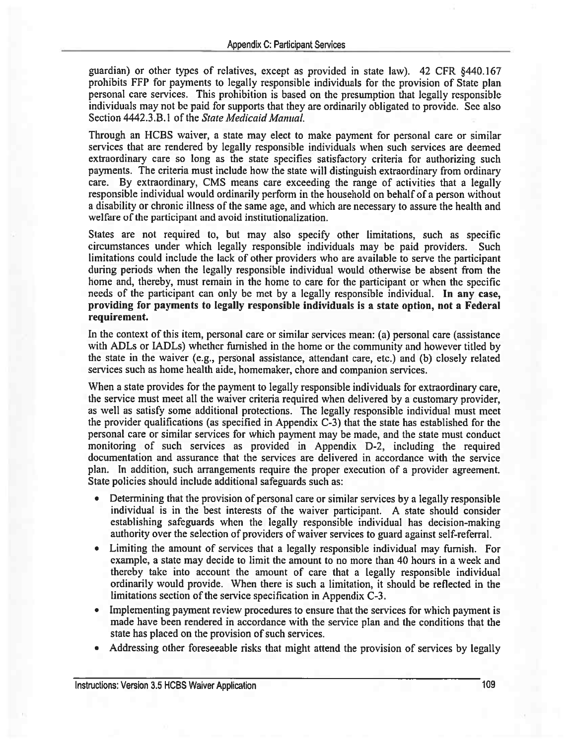guardian) or other types of relatives, except as provided in state law). 42 CFR §440.167 prohibits FFP for payments to legally responsible individuals for the provision of State plan personal care services. This prohibition is based on the presumption that legally responsible individuals may not be paid for supports that they are ordinarily obligated to provide. See also Section 4442.3.B.1 of the *State Medicaid Manual.*

Through an HCBS waiver, a state may elect to make payment for personal care or similar services that are rendered by legally responsible individuals when such services are deemed extraordinary care so long as the state specifies satisfactory criteria for authorizing such payments. The criteria must include how the state will distinguish extraordinary from ordinary care. By extraordinary, CMS means care exceeding the range of activities that a legally responsible individual would ordinarily perform in the household on behalf of a person without a disability or chronic illness of the same age, and which are necessary to assure the health and welfare of the participant and avoid institutionalization.

States are not required to, but may also specify other limitations, such as specific circumstances under which legally responsible individuals may be paid providers. Such limitations could include the lack of other providers who are available to serve the participant during periods when the legally responsible individual would otherwise be absent from the home and, thereby, must remain in the home to care for the participant or when the specific needs of the participant can only be met by a legally responsible individual. **In any case, providing for payments to legally responsible individuals is a state option, not a Federal requirement.**

In the context of this item, personal care or similar services mean: (a) personal care (assistance with ADLs or IADLs) whether furnished in the home or the community and however titled by the state in the waiver (e.g., personal assistance, attendant care, etc.) and (b) closely related services such as home health aide, homemaker, chore and companion services.

When a state provides for the payment to legally responsible individuals for extraordinary care, the service must meet all the waiver criteria required when delivered by a customary provider, as well as satisfy some additional protections. The legally responsible individual must meet the provider qualifications (as specified in Appendix C-3) that the state has established for the personal care or similar services for which payment may be made, and the state must conduct monitoring of such services as provided in Appendix D-2, including the required documentation and assurance that the services are delivered in accordance with the service plan. In addition, such arrangements require the proper execution of a provider agreement. State policies should include additional safeguards such as:

- Determining that the provision of personal care or similar services by a legally responsible individual is in the best interests of the waiver participant. A state should consider establishing safeguards when the legally responsible individual has decision-making authority over the selection of providers of waiver services to guard against self-referral.
- Limiting the amount of services that a legally responsible individual may furnish. For example, a state may decide to limit the amount to no more than 40 hours in a week and thereby take into account the amount of care that a legally responsible individual ordinarily would provide. When there is such a limitation, it should be reflected in the limitations section of the service specification in Appendix C-3.
- Implementing payment review procedures to ensure that the services for which payment is made have been rendered in accordance with the service plan and the conditions that the state has placed on the provision of such services.
- Addressing other foreseeable risks that might attend the provision of services by legally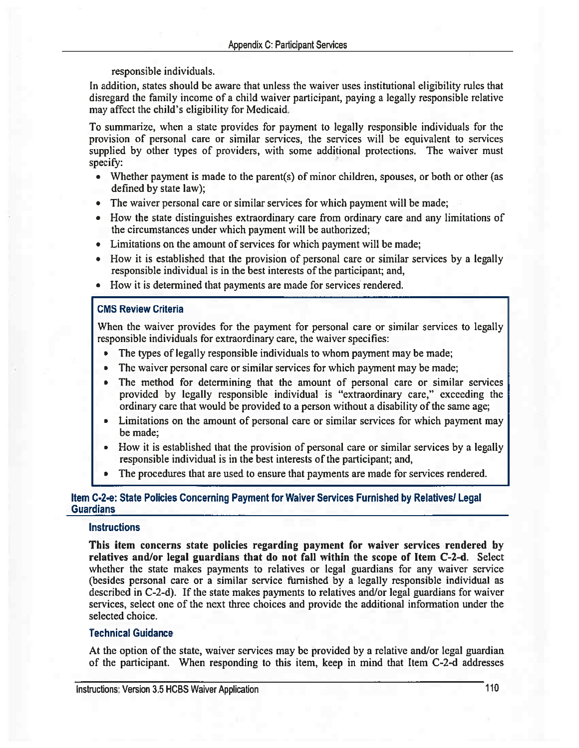responsible individuals.

In addition, states should be aware that unless the waiver uses institutional eligibility rules that disregard the family income of a child waiver participant, paying a legally responsible relative may affect the child's eligibility for Medicaid.

To summarize, when a state provides for payment to legally responsible individuals for the provision of personal care or similar services, the services will be equivalent to services supplied by other types of providers, with some additional protections. The waiver must specify:

- Whether payment is made to the parent(s) of minor children, spouses, or both or other (as defined by state law);
- The waiver personal care or similar services for which payment will be made;
- How the state distinguishes extraordinary care from ordinary care and any limitations of the circumstances under which payment will be authorized;
- Limitations on the amount of services for which payment will be made;
- How it is established that the provision of personal care or similar services by a legally responsible individual is in the best interests of the participant; and,
- How it is determined that payments are made for services rendered.

**CMS Review Criteria**

When the waiver provides for the payment for personal care or similar services to legally responsible individuals for extraordinary care, the waiver specifies:

- The types of legally responsible individuals to whom payment may be made;
- The waiver personal care or similar services for which payment may be made;
- The method for determining that the amount of personal care or similar services provided by legally responsible individual is "extraordinary care," exceeding the ordinary care that would be provided to a person without a disability of the same age;
- Limitations on the amount of personal care or similar services for which payment may be made;
- How it is established that the provision of personal care or similar services by a legally responsible individual is in the best interests of the participant; and,
- The procedures that are used to ensure that payments are made for services rendered.

## Item C-2-e: State Policies Concerning Payment for Waiver Services Furnished by Relatives/ Legal Guardians

### Instructions

**This item concerns state policies regarding payment for waiver services rendered by relatives and/or legal guardians that do not fall within the scope of Item C-2-d.** Select whether the state makes payments to relatives or legal guardians for any waiver service (besides personal care or a similar service furnished by a legally responsible individual as described in C-2-d). If the state makes payments to relatives and/or legal guardians for waiver services, select one of the next three choices and provide the additional information under the selected choice.

### Technical Guidance

At the option of the state, waiver services may be provided by a relative and/or legal guardian of the participant. When responding to this item, keep in mind that Item C-2-d addresses